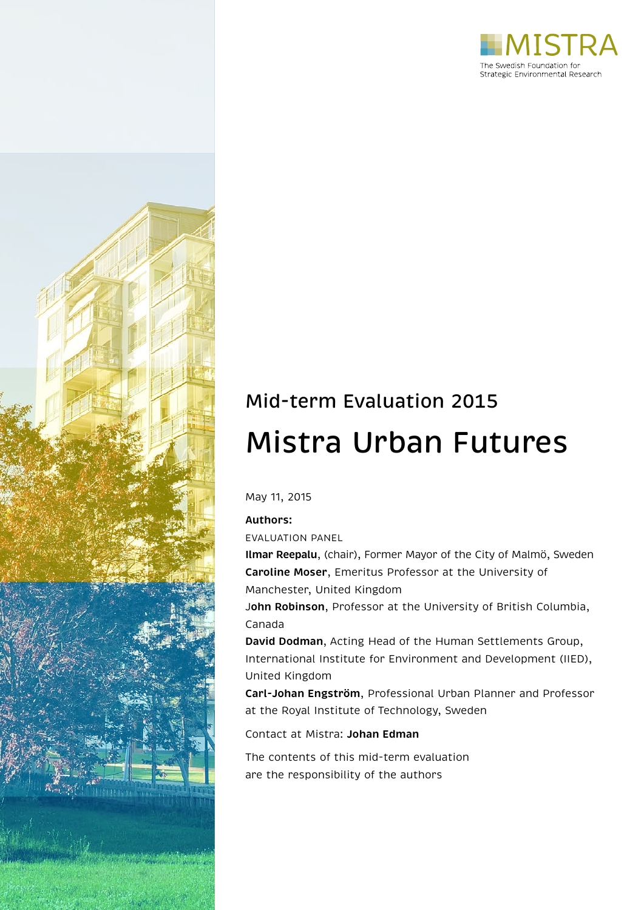MISTRA

The Swedish Foundation for Strategic Environmental Research

## Mid-term Evaluation 2015

# Mistra Urban Futures

May 11, 2015

**Authors:**

EVALUATION PANEL

**Ilmar Reepalu**, (chair), Former Mayor of the City of Malmö, Sweden

**Caroline Moser**, Emeritus Professor at the University of Manchester, United Kingdom

**John Robinson**, Professor at the University of British Columbia, Canada

**David Dodman**, Acting Head of the Human Settlements Group, International Institute for Environment and Development (IIED), United Kingdom

**Carl-Johan Engström**, Professional Urban Planner and Professor at the Royal Institute of Technology, Sweden

Contact at Mistra: **Johan Edman**

The contents of this mid-term evaluation are the responsibility of the authors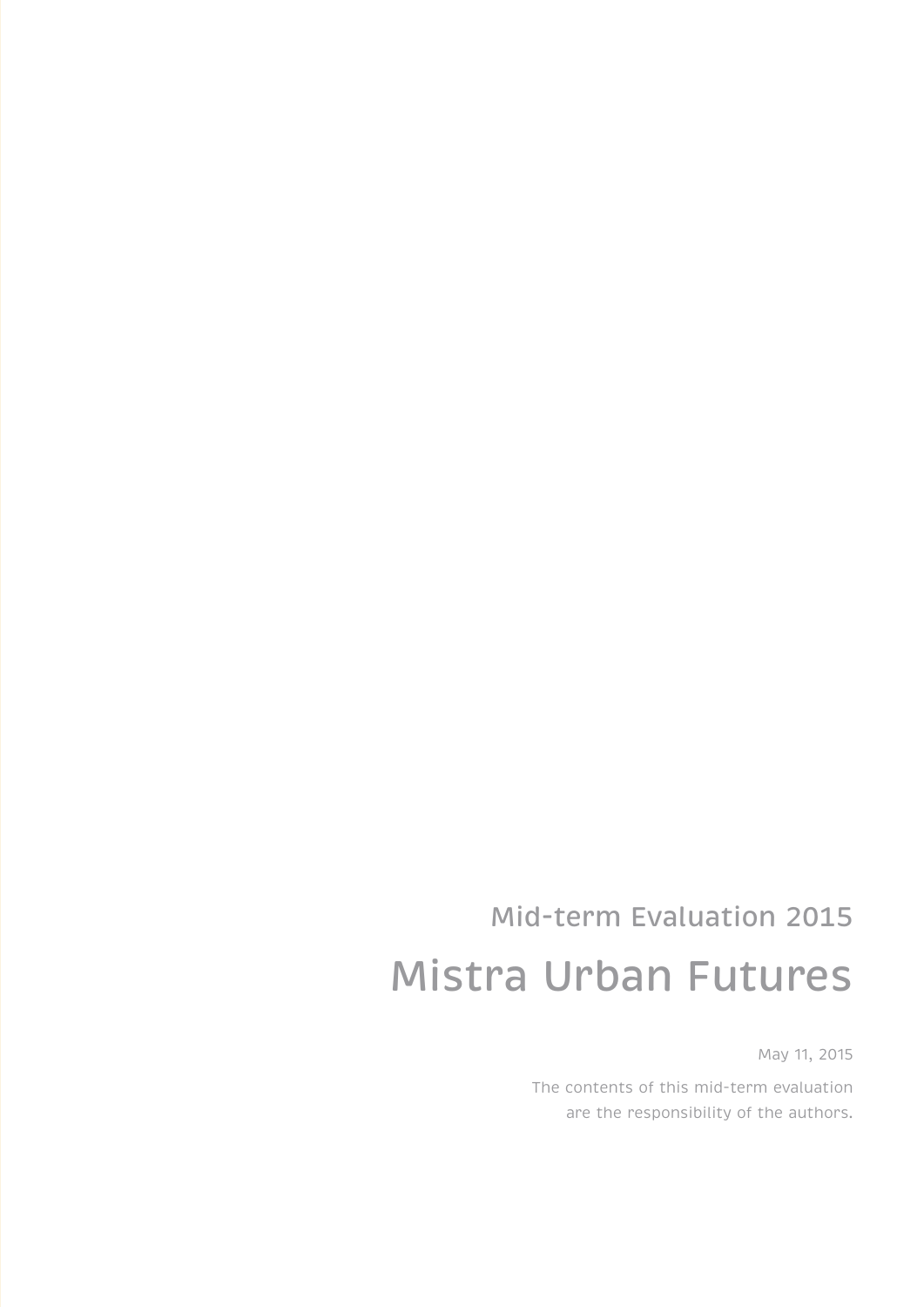## Mid-term Evaluation 2015

# Mistra Urban Futures

May 11, 2015

The contents of this mid-term evaluation are the responsibility of the authors.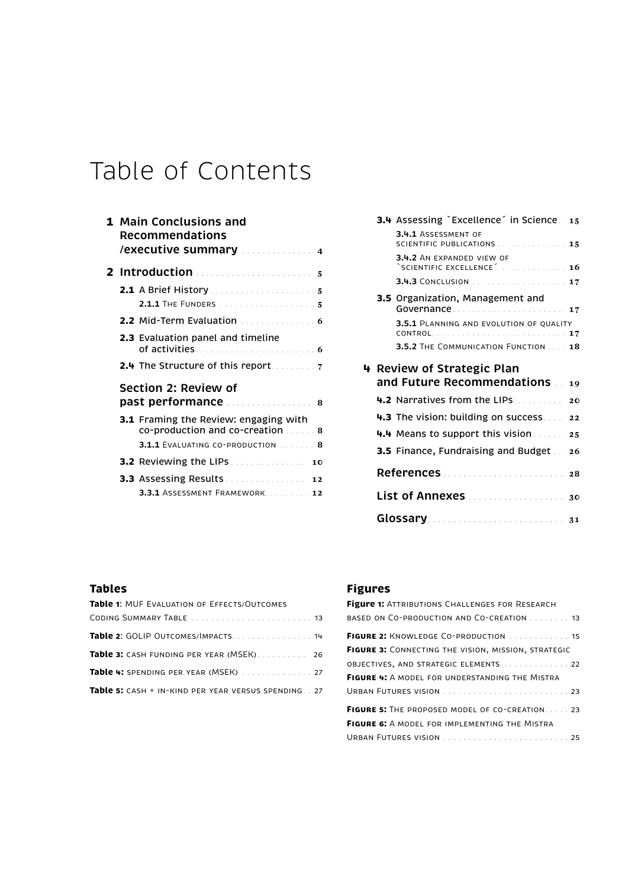# Table of Contents

**1 Main Conclusions and Recommendations /executive summary** .............. 4

**2 Introduction** ........................ 5

- **2.1** A Brief History ........................ 5
  - **2.1.1** The Funders ........................ 5
- **2.2** Mid-Term Evaluation ........................ 6
- **2.3** Evaluation panel and timeline of activities ........................ 6
- **2.4** The Structure of this report ........................ 7

**Section 2: Review of past performance** ........................ 8

- **3.1** Framing the Review: engaging with co-production and co-creation ........................ 8
  - **3.1.1** Evaluating co-production ........................ 8
- **3.2** Reviewing the LIPs ........................ 10
- **3.3** Assessing Results ........................ 12
  - **3.3.1** Assessment Framework ........................ 12
- **3.4** Assessing `Excellence´ in Science ........................ 15
  - **3.4.1** Assessment of scientific publications ........................ 15
  - **3.4.2** An expanded view of `scientific excellence´ ........................ 16
  - **3.4.3** Conclusion ........................ 17
- **3.5** Organization, Management and Governance ........................ 17
  - **3.5.1** Planning and evolution of quality control ........................ 17
  - **3.5.2** The Communication Function ........................ 18

**4 Review of Strategic Plan and Future Recommendations** ........................ 19

- **4.2** Narratives from the LIPs ........................ 20
- **4.3** The vision: building on success ........................ 22
- **4.4** Means to support this vision ........................ 25
- **3.5** Finance, Fundraising and Budget ........................ 26

**References** ........................ 28

**List of Annexes** ........................ 30

**Glossary** ........................ 31

### Tables

**Table 1**: MUF Evaluation of Effects/Outcomes Coding Summary Table ........................ 13

**Table 2**: GOLIP Outcomes/Impacts ........................ 14

**Table 3:** cash funding per year (MSEK) ........................ 26

**Table 4:** spending per year (MSEK) ........................ 27

**Table 5:** cash + in-kind per year versus spending ........................ 27

### Figures

**Figure 1:** Attributions Challenges for Research based on Co-production and Co-creation ........................ 13

**Figure 2:** Knowledge Co-production ........................ 15

**Figure 3:** Connecting the vision, mission, strategic objectives, and strategic elements ........................ 22

**Figure 4:** A model for understanding the Mistra Urban Futures vision ........................ 23

**Figure 5:** The proposed model of co-creation ........................ 23

**Figure 6:** A model for implementing the Mistra Urban Futures vision ........................ 25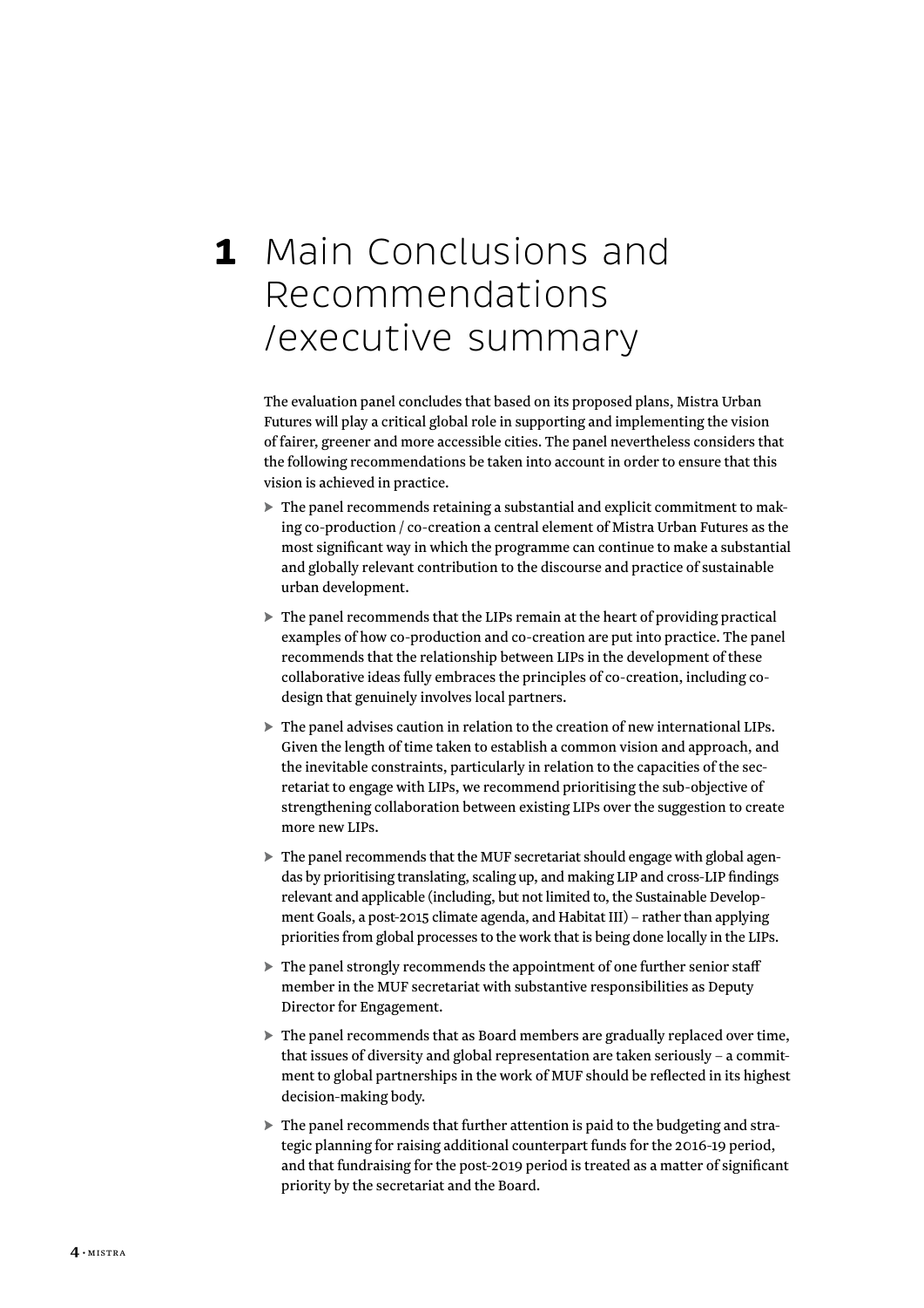# 1 Main Conclusions and Recommendations /executive summary

The evaluation panel concludes that based on its proposed plans, Mistra Urban Futures will play a critical global role in supporting and implementing the vision of fairer, greener and more accessible cities. The panel nevertheless considers that the following recommendations be taken into account in order to ensure that this vision is achieved in practice.

- The panel recommends retaining a substantial and explicit commitment to making co-production / co-creation a central element of Mistra Urban Futures as the most significant way in which the programme can continue to make a substantial and globally relevant contribution to the discourse and practice of sustainable urban development.
- The panel recommends that the LIPs remain at the heart of providing practical examples of how co-production and co-creation are put into practice. The panel recommends that the relationship between LIPs in the development of these collaborative ideas fully embraces the principles of co-creation, including co-design that genuinely involves local partners.
- The panel advises caution in relation to the creation of new international LIPs. Given the length of time taken to establish a common vision and approach, and the inevitable constraints, particularly in relation to the capacities of the secretariat to engage with LIPs, we recommend prioritising the sub-objective of strengthening collaboration between existing LIPs over the suggestion to create more new LIPs.
- The panel recommends that the MUF secretariat should engage with global agendas by prioritising translating, scaling up, and making LIP and cross-LIP findings relevant and applicable (including, but not limited to, the Sustainable Development Goals, a post-2015 climate agenda, and Habitat III) – rather than applying priorities from global processes to the work that is being done locally in the LIPs.
- The panel strongly recommends the appointment of one further senior staff member in the MUF secretariat with substantive responsibilities as Deputy Director for Engagement.
- The panel recommends that as Board members are gradually replaced over time, that issues of diversity and global representation are taken seriously – a commitment to global partnerships in the work of MUF should be reflected in its highest decision-making body.
- The panel recommends that further attention is paid to the budgeting and strategic planning for raising additional counterpart funds for the 2016-19 period, and that fundraising for the post-2019 period is treated as a matter of significant priority by the secretariat and the Board.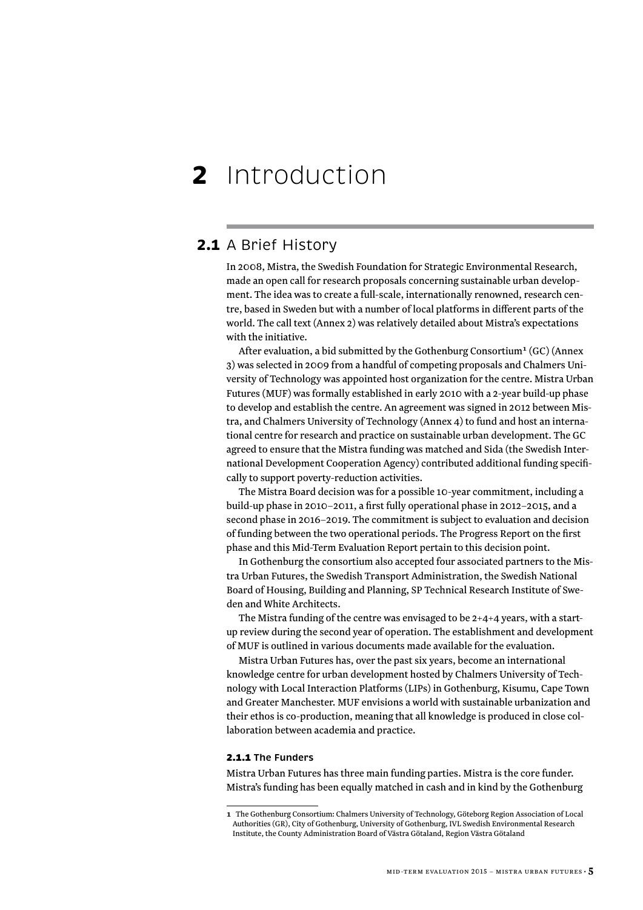# 2 Introduction

## 2.1 A Brief History

In 2008, Mistra, the Swedish Foundation for Strategic Environmental Research, made an open call for research proposals concerning sustainable urban development. The idea was to create a full-scale, internationally renowned, research centre, based in Sweden but with a number of local platforms in different parts of the world. The call text (Annex 2) was relatively detailed about Mistra's expectations with the initiative.

After evaluation, a bid submitted by the Gothenburg Consortium[1] (GC) (Annex 3) was selected in 2009 from a handful of competing proposals and Chalmers University of Technology was appointed host organization for the centre. Mistra Urban Futures (MUF) was formally established in early 2010 with a 2-year build-up phase to develop and establish the centre. An agreement was signed in 2012 between Mistra, and Chalmers University of Technology (Annex 4) to fund and host an international centre for research and practice on sustainable urban development. The GC agreed to ensure that the Mistra funding was matched and Sida (the Swedish International Development Cooperation Agency) contributed additional funding specifically to support poverty-reduction activities.

The Mistra Board decision was for a possible 10-year commitment, including a build-up phase in 2010–2011, a first fully operational phase in 2012–2015, and a second phase in 2016–2019. The commitment is subject to evaluation and decision of funding between the two operational periods. The Progress Report on the first phase and this Mid-Term Evaluation Report pertain to this decision point.

In Gothenburg the consortium also accepted four associated partners to the Mistra Urban Futures, the Swedish Transport Administration, the Swedish National Board of Housing, Building and Planning, SP Technical Research Institute of Sweden and White Architects.

The Mistra funding of the centre was envisaged to be 2+4+4 years, with a start-up review during the second year of operation. The establishment and development of MUF is outlined in various documents made available for the evaluation.

Mistra Urban Futures has, over the past six years, become an international knowledge centre for urban development hosted by Chalmers University of Technology with Local Interaction Platforms (LIPs) in Gothenburg, Kisumu, Cape Town and Greater Manchester. MUF envisions a world with sustainable urbanization and their ethos is co-production, meaning that all knowledge is produced in close collaboration between academia and practice.

#### 2.1.1 The Funders

Mistra Urban Futures has three main funding parties. Mistra is the core funder. Mistra's funding has been equally matched in cash and in kind by the Gothenburg

[1] The Gothenburg Consortium: Chalmers University of Technology, Göteborg Region Association of Local Authorities (GR), City of Gothenburg, University of Gothenburg, IVL Swedish Environmental Research Institute, the County Administration Board of Västra Götaland, Region Västra Götaland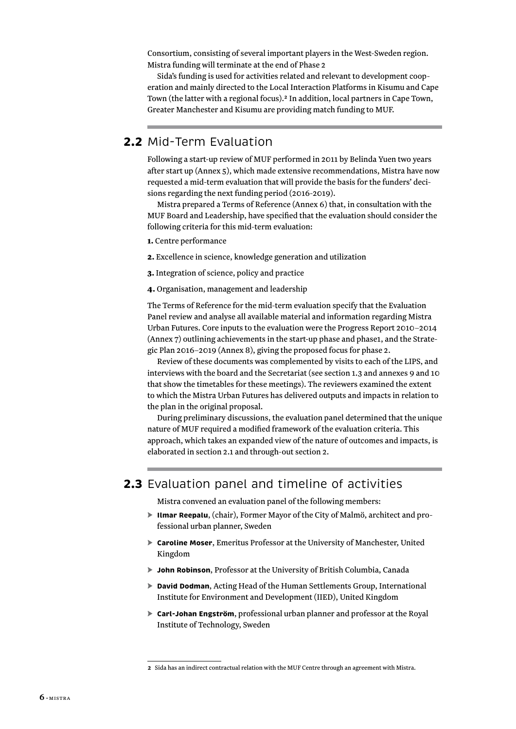Consortium, consisting of several important players in the West-Sweden region. Mistra funding will terminate at the end of Phase 2

Sida's funding is used for activities related and relevant to development cooperation and mainly directed to the Local Interaction Platforms in Kisumu and Cape Town (the latter with a regional focus).[2] In addition, local partners in Cape Town, Greater Manchester and Kisumu are providing match funding to MUF.

## 2.2 Mid-Term Evaluation

Following a start-up review of MUF performed in 2011 by Belinda Yuen two years after start up (Annex 5), which made extensive recommendations, Mistra have now requested a mid-term evaluation that will provide the basis for the funders' decisions regarding the next funding period (2016-2019).

Mistra prepared a Terms of Reference (Annex 6) that, in consultation with the MUF Board and Leadership, have specified that the evaluation should consider the following criteria for this mid-term evaluation:

**1.** Centre performance

**2.** Excellence in science, knowledge generation and utilization

**3.** Integration of science, policy and practice

**4.** Organisation, management and leadership

The Terms of Reference for the mid-term evaluation specify that the Evaluation Panel review and analyse all available material and information regarding Mistra Urban Futures. Core inputs to the evaluation were the Progress Report 2010–2014 (Annex 7) outlining achievements in the start-up phase and phase1, and the Strategic Plan 2016–2019 (Annex 8), giving the proposed focus for phase 2.

Review of these documents was complemented by visits to each of the LIPS, and interviews with the board and the Secretariat (see section 1.3 and annexes 9 and 10 that show the timetables for these meetings). The reviewers examined the extent to which the Mistra Urban Futures has delivered outputs and impacts in relation to the plan in the original proposal.

During preliminary discussions, the evaluation panel determined that the unique nature of MUF required a modified framework of the evaluation criteria. This approach, which takes an expanded view of the nature of outcomes and impacts, is elaborated in section 2.1 and through-out section 2.

## 2.3 Evaluation panel and timeline of activities

Mistra convened an evaluation panel of the following members:

- **Ilmar Reepalu**, (chair), Former Mayor of the City of Malmö, architect and professional urban planner, Sweden
- **Caroline Moser**, Emeritus Professor at the University of Manchester, United Kingdom
- **John Robinson**, Professor at the University of British Columbia, Canada
- **David Dodman**, Acting Head of the Human Settlements Group, International Institute for Environment and Development (IIED), United Kingdom
- **Carl-Johan Engström**, professional urban planner and professor at the Royal Institute of Technology, Sweden

---

[2] Sida has an indirect contractual relation with the MUF Centre through an agreement with Mistra.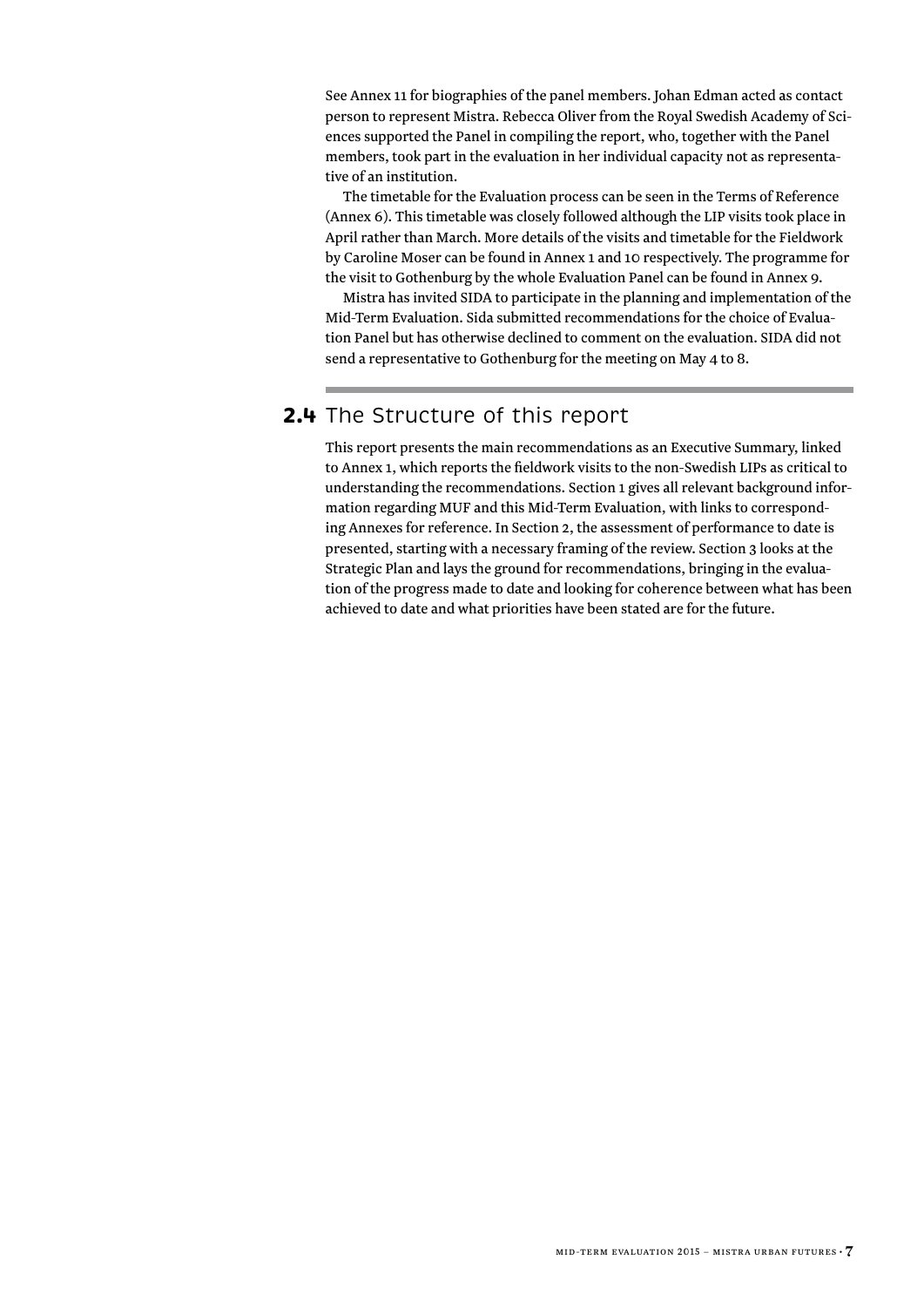See Annex 11 for biographies of the panel members. Johan Edman acted as contact person to represent Mistra. Rebecca Oliver from the Royal Swedish Academy of Sciences supported the Panel in compiling the report, who, together with the Panel members, took part in the evaluation in her individual capacity not as representative of an institution.

The timetable for the Evaluation process can be seen in the Terms of Reference (Annex 6). This timetable was closely followed although the LIP visits took place in April rather than March. More details of the visits and timetable for the Fieldwork by Caroline Moser can be found in Annex 1 and 10 respectively. The programme for the visit to Gothenburg by the whole Evaluation Panel can be found in Annex 9.

Mistra has invited SIDA to participate in the planning and implementation of the Mid-Term Evaluation. Sida submitted recommendations for the choice of Evaluation Panel but has otherwise declined to comment on the evaluation. SIDA did not send a representative to Gothenburg for the meeting on May 4 to 8.

## 2.4 The Structure of this report

This report presents the main recommendations as an Executive Summary, linked to Annex 1, which reports the fieldwork visits to the non-Swedish LIPs as critical to understanding the recommendations. Section 1 gives all relevant background information regarding MUF and this Mid-Term Evaluation, with links to corresponding Annexes for reference. In Section 2, the assessment of performance to date is presented, starting with a necessary framing of the review. Section 3 looks at the Strategic Plan and lays the ground for recommendations, bringing in the evaluation of the progress made to date and looking for coherence between what has been achieved to date and what priorities have been stated are for the future.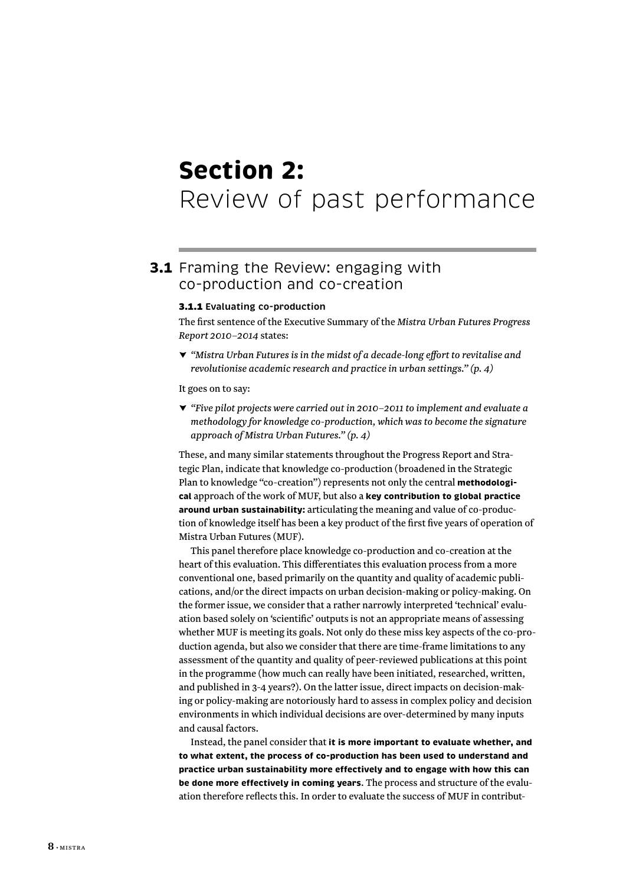# Section 2: Review of past performance

## 3.1 Framing the Review: engaging with co-production and co-creation

### 3.1.1 Evaluating co-production

The first sentence of the Executive Summary of the *Mistra Urban Futures Progress Report 2010–2014* states:

- *"Mistra Urban Futures is in the midst of a decade-long effort to revitalise and revolutionise academic research and practice in urban settings." (p. 4)*

It goes on to say:

- *"Five pilot projects were carried out in 2010–2011 to implement and evaluate a methodology for knowledge co-production, which was to become the signature approach of Mistra Urban Futures." (p. 4)*

These, and many similar statements throughout the Progress Report and Strategic Plan, indicate that knowledge co-production (broadened in the Strategic Plan to knowledge "co-creation") represents not only the central **methodological** approach of the work of MUF, but also a **key contribution to global practice around urban sustainability:** articulating the meaning and value of co-production of knowledge itself has been a key product of the first five years of operation of Mistra Urban Futures (MUF).

This panel therefore place knowledge co-production and co-creation at the heart of this evaluation. This differentiates this evaluation process from a more conventional one, based primarily on the quantity and quality of academic publications, and/or the direct impacts on urban decision-making or policy-making. On the former issue, we consider that a rather narrowly interpreted 'technical' evaluation based solely on 'scientific' outputs is not an appropriate means of assessing whether MUF is meeting its goals. Not only do these miss key aspects of the co-production agenda, but also we consider that there are time-frame limitations to any assessment of the quantity and quality of peer-reviewed publications at this point in the programme (how much can really have been initiated, researched, written, and published in 3-4 years?). On the latter issue, direct impacts on decision-making or policy-making are notoriously hard to assess in complex policy and decision environments in which individual decisions are over-determined by many inputs and causal factors.

Instead, the panel consider that **it is more important to evaluate whether, and to what extent, the process of co-production has been used to understand and practice urban sustainability more effectively and to engage with how this can be done more effectively in coming years**. The process and structure of the evaluation therefore reflects this. In order to evaluate the success of MUF in contribut-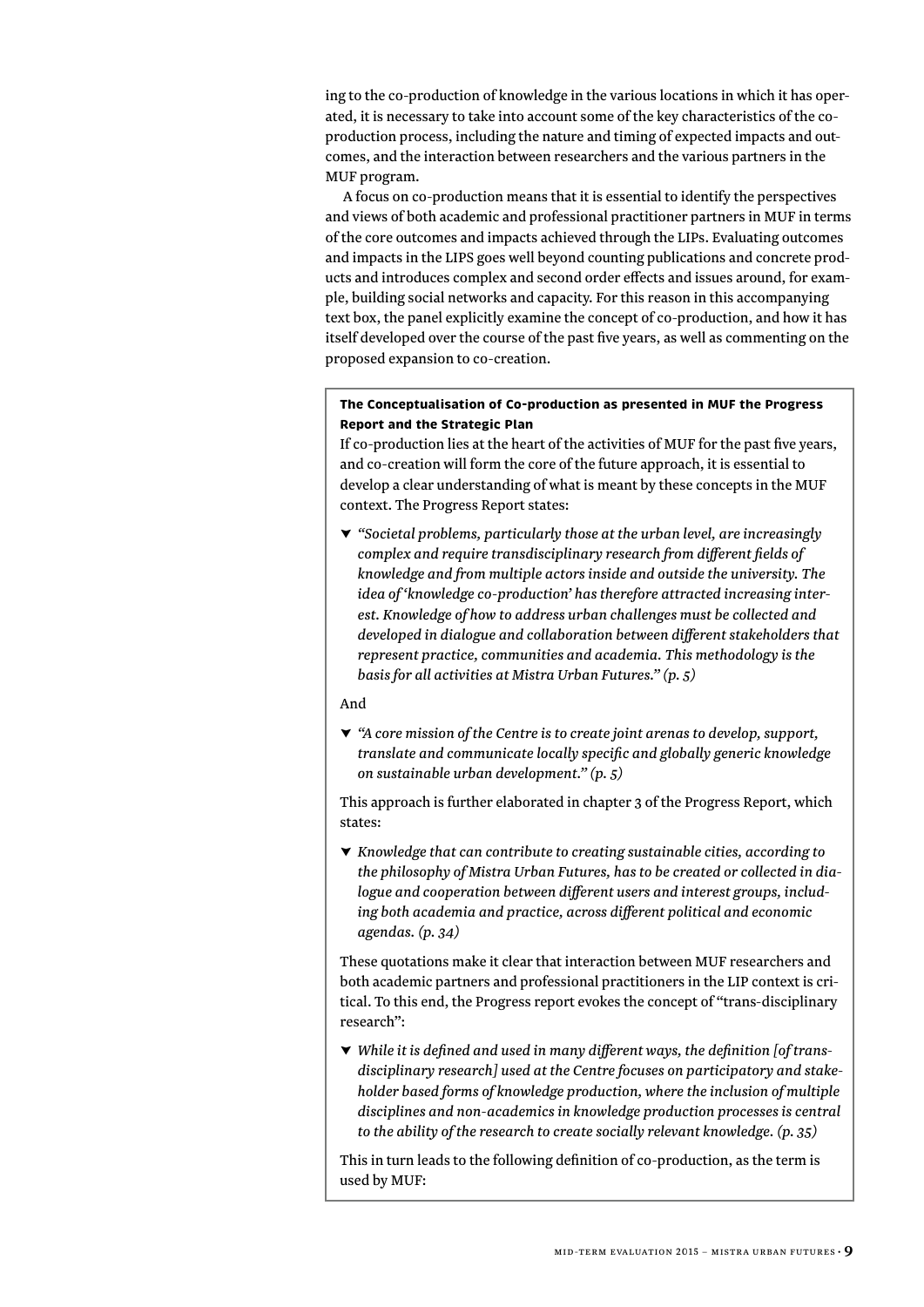ing to the co-production of knowledge in the various locations in which it has operated, it is necessary to take into account some of the key characteristics of the co-production process, including the nature and timing of expected impacts and outcomes, and the interaction between researchers and the various partners in the MUF program.

A focus on co-production means that it is essential to identify the perspectives and views of both academic and professional practitioner partners in MUF in terms of the core outcomes and impacts achieved through the LIPs. Evaluating outcomes and impacts in the LIPS goes well beyond counting publications and concrete products and introduces complex and second order effects and issues around, for example, building social networks and capacity. For this reason in this accompanying text box, the panel explicitly examine the concept of co-production, and how it has itself developed over the course of the past five years, as well as commenting on the proposed expansion to co-creation.

**The Conceptualisation of Co-production as presented in MUF the Progress Report and the Strategic Plan**

If co-production lies at the heart of the activities of MUF for the past five years, and co-creation will form the core of the future approach, it is essential to develop a clear understanding of what is meant by these concepts in the MUF context. The Progress Report states:

- *"Societal problems, particularly those at the urban level, are increasingly complex and require transdisciplinary research from different fields of knowledge and from multiple actors inside and outside the university. The idea of 'knowledge co-production' has therefore attracted increasing interest. Knowledge of how to address urban challenges must be collected and developed in dialogue and collaboration between different stakeholders that represent practice, communities and academia. This methodology is the basis for all activities at Mistra Urban Futures." (p. 5)*

And

- *"A core mission of the Centre is to create joint arenas to develop, support, translate and communicate locally specific and globally generic knowledge on sustainable urban development." (p. 5)*

This approach is further elaborated in chapter 3 of the Progress Report, which states:

- *Knowledge that can contribute to creating sustainable cities, according to the philosophy of Mistra Urban Futures, has to be created or collected in dialogue and cooperation between different users and interest groups, including both academia and practice, across different political and economic agendas. (p. 34)*

These quotations make it clear that interaction between MUF researchers and both academic partners and professional practitioners in the LIP context is critical. To this end, the Progress report evokes the concept of "trans-disciplinary research":

- *While it is defined and used in many different ways, the definition [of transdisciplinary research] used at the Centre focuses on participatory and stakeholder based forms of knowledge production, where the inclusion of multiple disciplines and non-academics in knowledge production processes is central to the ability of the research to create socially relevant knowledge. (p. 35)*

This in turn leads to the following definition of co-production, as the term is used by MUF: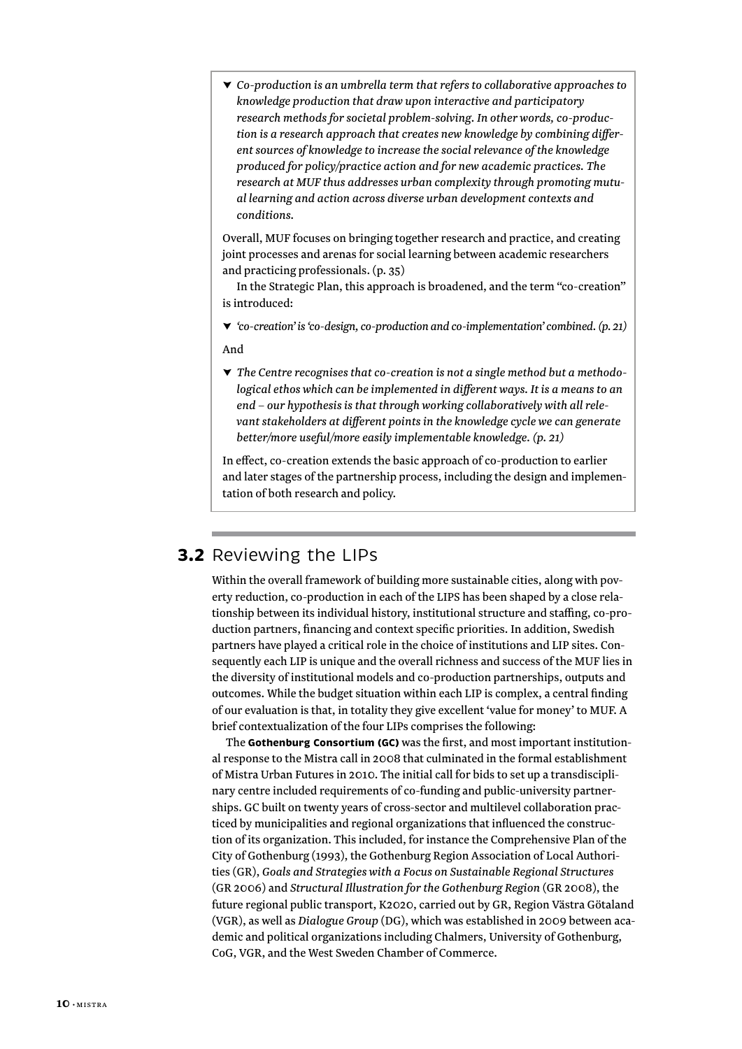▼ *Co-production is an umbrella term that refers to collaborative approaches to knowledge production that draw upon interactive and participatory research methods for societal problem-solving. In other words, co-production is a research approach that creates new knowledge by combining different sources of knowledge to increase the social relevance of the knowledge produced for policy/practice action and for new academic practices. The research at MUF thus addresses urban complexity through promoting mutual learning and action across diverse urban development contexts and conditions.*

Overall, MUF focuses on bringing together research and practice, and creating joint processes and arenas for social learning between academic researchers and practicing professionals. (p. 35)

In the Strategic Plan, this approach is broadened, and the term "co-creation" is introduced:

▼ *'co-creation' is 'co-design, co-production and co-implementation' combined. (p. 21)*

And

▼ *The Centre recognises that co-creation is not a single method but a methodological ethos which can be implemented in different ways. It is a means to an end – our hypothesis is that through working collaboratively with all relevant stakeholders at different points in the knowledge cycle we can generate better/more useful/more easily implementable knowledge. (p. 21)*

In effect, co-creation extends the basic approach of co-production to earlier and later stages of the partnership process, including the design and implementation of both research and policy.

## 3.2 Reviewing the LIPs

Within the overall framework of building more sustainable cities, along with poverty reduction, co-production in each of the LIPS has been shaped by a close relationship between its individual history, institutional structure and staffing, co-production partners, financing and context specific priorities. In addition, Swedish partners have played a critical role in the choice of institutions and LIP sites. Consequently each LIP is unique and the overall richness and success of the MUF lies in the diversity of institutional models and co-production partnerships, outputs and outcomes. While the budget situation within each LIP is complex, a central finding of our evaluation is that, in totality they give excellent 'value for money' to MUF. A brief contextualization of the four LIPs comprises the following:

The **Gothenburg Consortium (GC)** was the first, and most important institutional response to the Mistra call in 2008 that culminated in the formal establishment of Mistra Urban Futures in 2010. The initial call for bids to set up a transdisciplinary centre included requirements of co-funding and public-university partnerships. GC built on twenty years of cross-sector and multilevel collaboration practiced by municipalities and regional organizations that influenced the construction of its organization. This included, for instance the Comprehensive Plan of the City of Gothenburg (1993), the Gothenburg Region Association of Local Authorities (GR), *Goals and Strategies with a Focus on Sustainable Regional Structures* (GR 2006) and *Structural Illustration for the Gothenburg Region* (GR 2008), the future regional public transport, K2020, carried out by GR, Region Västra Götaland (VGR), as well as *Dialogue Group* (DG), which was established in 2009 between academic and political organizations including Chalmers, University of Gothenburg, CoG, VGR, and the West Sweden Chamber of Commerce.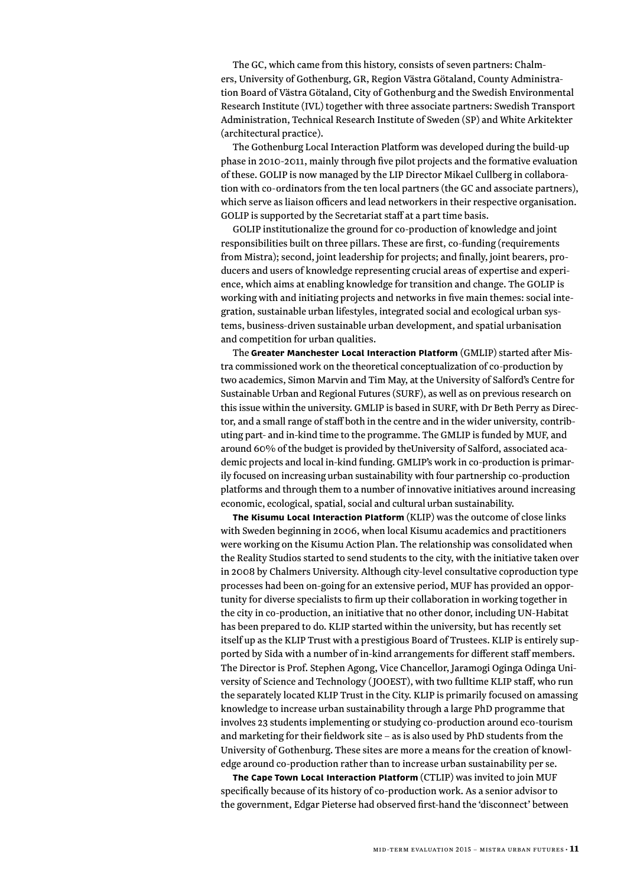The GC, which came from this history, consists of seven partners: Chalmers, University of Gothenburg, GR, Region Västra Götaland, County Administration Board of Västra Götaland, City of Gothenburg and the Swedish Environmental Research Institute (IVL) together with three associate partners: Swedish Transport Administration, Technical Research Institute of Sweden (SP) and White Arkitekter (architectural practice).

The Gothenburg Local Interaction Platform was developed during the build-up phase in 2010-2011, mainly through five pilot projects and the formative evaluation of these. GOLIP is now managed by the LIP Director Mikael Cullberg in collaboration with co-ordinators from the ten local partners (the GC and associate partners), which serve as liaison officers and lead networkers in their respective organisation. GOLIP is supported by the Secretariat staff at a part time basis.

GOLIP institutionalize the ground for co-production of knowledge and joint responsibilities built on three pillars. These are first, co-funding (requirements from Mistra); second, joint leadership for projects; and finally, joint bearers, producers and users of knowledge representing crucial areas of expertise and experience, which aims at enabling knowledge for transition and change. The GOLIP is working with and initiating projects and networks in five main themes: social integration, sustainable urban lifestyles, integrated social and ecological urban systems, business-driven sustainable urban development, and spatial urbanisation and competition for urban qualities.

The **Greater Manchester Local Interaction Platform** (GMLIP) started after Mistra commissioned work on the theoretical conceptualization of co-production by two academics, Simon Marvin and Tim May, at the University of Salford's Centre for Sustainable Urban and Regional Futures (SURF), as well as on previous research on this issue within the university. GMLIP is based in SURF, with Dr Beth Perry as Director, and a small range of staff both in the centre and in the wider university, contributing part- and in-kind time to the programme. The GMLIP is funded by MUF, and around 60% of the budget is provided by theUniversity of Salford, associated academic projects and local in-kind funding. GMLIP's work in co-production is primarily focused on increasing urban sustainability with four partnership co-production platforms and through them to a number of innovative initiatives around increasing economic, ecological, spatial, social and cultural urban sustainability.

**The Kisumu Local Interaction Platform** (KLIP) was the outcome of close links with Sweden beginning in 2006, when local Kisumu academics and practitioners were working on the Kisumu Action Plan. The relationship was consolidated when the Reality Studios started to send students to the city, with the initiative taken over in 2008 by Chalmers University. Although city-level consultative coproduction type processes had been on-going for an extensive period, MUF has provided an opportunity for diverse specialists to firm up their collaboration in working together in the city in co-production, an initiative that no other donor, including UN-Habitat has been prepared to do. KLIP started within the university, but has recently set itself up as the KLIP Trust with a prestigious Board of Trustees. KLIP is entirely supported by Sida with a number of in-kind arrangements for different staff members. The Director is Prof. Stephen Agong, Vice Chancellor, Jaramogi Oginga Odinga University of Science and Technology (JOOEST), with two fulltime KLIP staff, who run the separately located KLIP Trust in the City. KLIP is primarily focused on amassing knowledge to increase urban sustainability through a large PhD programme that involves 23 students implementing or studying co-production around eco-tourism and marketing for their fieldwork site – as is also used by PhD students from the University of Gothenburg. These sites are more a means for the creation of knowledge around co-production rather than to increase urban sustainability per se.

**The Cape Town Local Interaction Platform** (CTLIP) was invited to join MUF specifically because of its history of co-production work. As a senior advisor to the government, Edgar Pieterse had observed first-hand the 'disconnect' between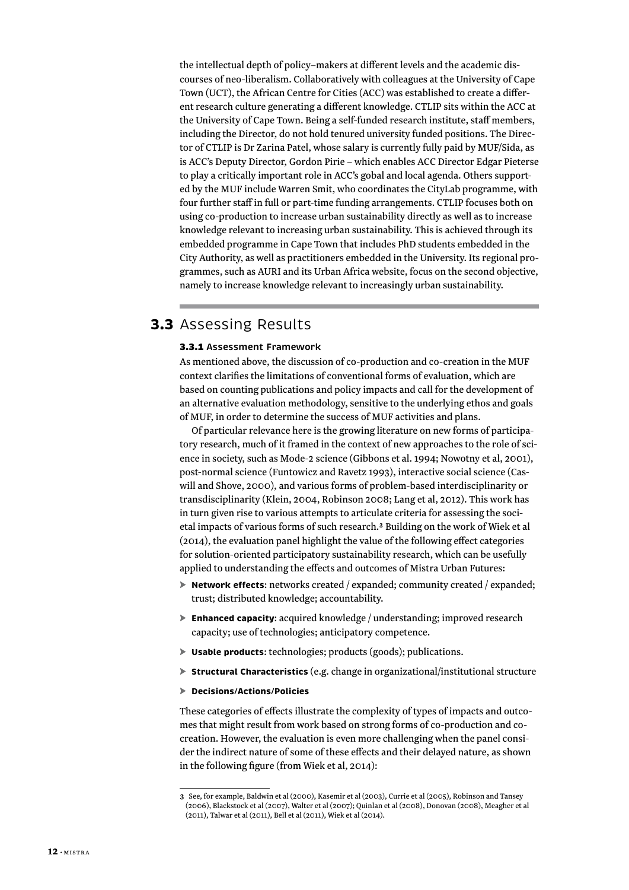the intellectual depth of policy–makers at different levels and the academic discourses of neo-liberalism. Collaboratively with colleagues at the University of Cape Town (UCT), the African Centre for Cities (ACC) was established to create a different research culture generating a different knowledge. CTLIP sits within the ACC at the University of Cape Town. Being a self-funded research institute, staff members, including the Director, do not hold tenured university funded positions. The Director of CTLIP is Dr Zarina Patel, whose salary is currently fully paid by MUF/Sida, as is ACC's Deputy Director, Gordon Pirie – which enables ACC Director Edgar Pieterse to play a critically important role in ACC's gobal and local agenda. Others supported by the MUF include Warren Smit, who coordinates the CityLab programme, with four further staff in full or part-time funding arrangements. CTLIP focuses both on using co-production to increase urban sustainability directly as well as to increase knowledge relevant to increasing urban sustainability. This is achieved through its embedded programme in Cape Town that includes PhD students embedded in the City Authority, as well as practitioners embedded in the University. Its regional programmes, such as AURI and its Urban Africa website, focus on the second objective, namely to increase knowledge relevant to increasingly urban sustainability.

## 3.3 Assessing Results

### 3.3.1 Assessment Framework

As mentioned above, the discussion of co-production and co-creation in the MUF context clarifies the limitations of conventional forms of evaluation, which are based on counting publications and policy impacts and call for the development of an alternative evaluation methodology, sensitive to the underlying ethos and goals of MUF, in order to determine the success of MUF activities and plans.

Of particular relevance here is the growing literature on new forms of participatory research, much of it framed in the context of new approaches to the role of science in society, such as Mode-2 science (Gibbons et al. 1994; Nowotny et al, 2001), post-normal science (Funtowicz and Ravetz 1993), interactive social science (Caswill and Shove, 2000), and various forms of problem-based interdisciplinarity or transdisciplinarity (Klein, 2004, Robinson 2008; Lang et al, 2012). This work has in turn given rise to various attempts to articulate criteria for assessing the societal impacts of various forms of such research.[3] Building on the work of Wiek et al (2014), the evaluation panel highlight the value of the following effect categories for solution-oriented participatory sustainability research, which can be usefully applied to understanding the effects and outcomes of Mistra Urban Futures:

- **Network effects**: networks created / expanded; community created / expanded; trust; distributed knowledge; accountability.
- **Enhanced capacity**: acquired knowledge / understanding; improved research capacity; use of technologies; anticipatory competence.
- **Usable products**: technologies; products (goods); publications.
- **Structural Characteristics** (e.g. change in organizational/institutional structure
- **Decisions/Actions/Policies**

These categories of effects illustrate the complexity of types of impacts and outcomes that might result from work based on strong forms of co-production and co-creation. However, the evaluation is even more challenging when the panel consider the indirect nature of some of these effects and their delayed nature, as shown in the following figure (from Wiek et al, 2014):

---

[3] See, for example, Baldwin et al (2000), Kasemir et al (2003), Currie et al (2005), Robinson and Tansey (2006), Blackstock et al (2007), Walter et al (2007); Quinlan et al (2008), Donovan (2008), Meagher et al (2011), Talwar et al (2011), Bell et al (2011), Wiek et al (2014).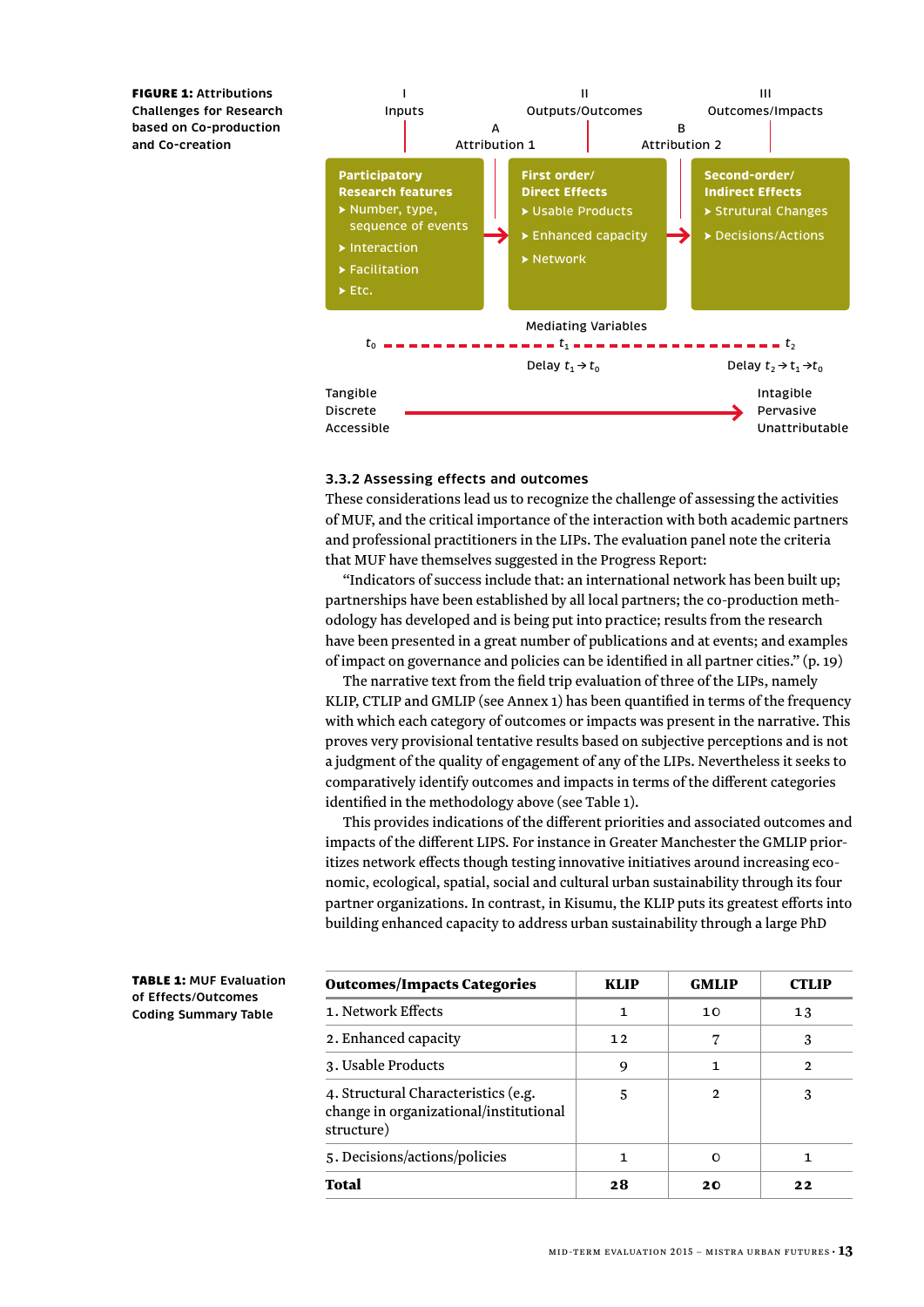**FIGURE 1:** Attributions Challenges for Research based on Co-production and Co-creation

I Inputs — A Attribution 1 — II Outputs/Outcomes — B Attribution 2 — III Outcomes/Impacts

**Participatory Research features**
- Number, type, sequence of events
- Interaction
- Facilitation
- Etc.

**First order/ Direct Effects**
- Usable Products
- Enhanced capacity
- Network

**Second-order/ Indirect Effects**
- Strutural Changes
- Decisions/Actions

Mediating Variables

$t_0$ — $t_1$ — $t_2$

Delay $t_1 \rightarrow t_0$ — Delay $t_2 \rightarrow t_1 \rightarrow t_0$

Tangible Discrete Accessible → Intagible Pervasive Unattributable

### 3.3.2 Assessing effects and outcomes

These considerations lead us to recognize the challenge of assessing the activities of MUF, and the critical importance of the interaction with both academic partners and professional practitioners in the LIPs. The evaluation panel note the criteria that MUF have themselves suggested in the Progress Report:

"Indicators of success include that: an international network has been built up; partnerships have been established by all local partners; the co-production methodology has developed and is being put into practice; results from the research have been presented in a great number of publications and at events; and examples of impact on governance and policies can be identified in all partner cities." (p. 19)

The narrative text from the field trip evaluation of three of the LIPs, namely KLIP, CTLIP and GMLIP (see Annex 1) has been quantified in terms of the frequency with which each category of outcomes or impacts was present in the narrative. This proves very provisional tentative results based on subjective perceptions and is not a judgment of the quality of engagement of any of the LIPs. Nevertheless it seeks to comparatively identify outcomes and impacts in terms of the different categories identified in the methodology above (see Table 1).

This provides indications of the different priorities and associated outcomes and impacts of the different LIPS. For instance in Greater Manchester the GMLIP prioritizes network effects though testing innovative initiatives around increasing economic, ecological, spatial, social and cultural urban sustainability through its four partner organizations. In contrast, in Kisumu, the KLIP puts its greatest efforts into building enhanced capacity to address urban sustainability through a large PhD

**TABLE 1:** MUF Evaluation of Effects/Outcomes Coding Summary Table

| Outcomes/Impacts Categories | KLIP | GMLIP | CTLIP |
|---|---|---|---|
| 1. Network Effects | 1 | 10 | 13 |
| 2. Enhanced capacity | 12 | 7 | 3 |
| 3. Usable Products | 9 | 1 | 2 |
| 4. Structural Characteristics (e.g. change in organizational/institutional structure) | 5 | 2 | 3 |
| 5. Decisions/actions/policies | 1 | 0 | 1 |
| **Total** | **28** | **20** | **22** |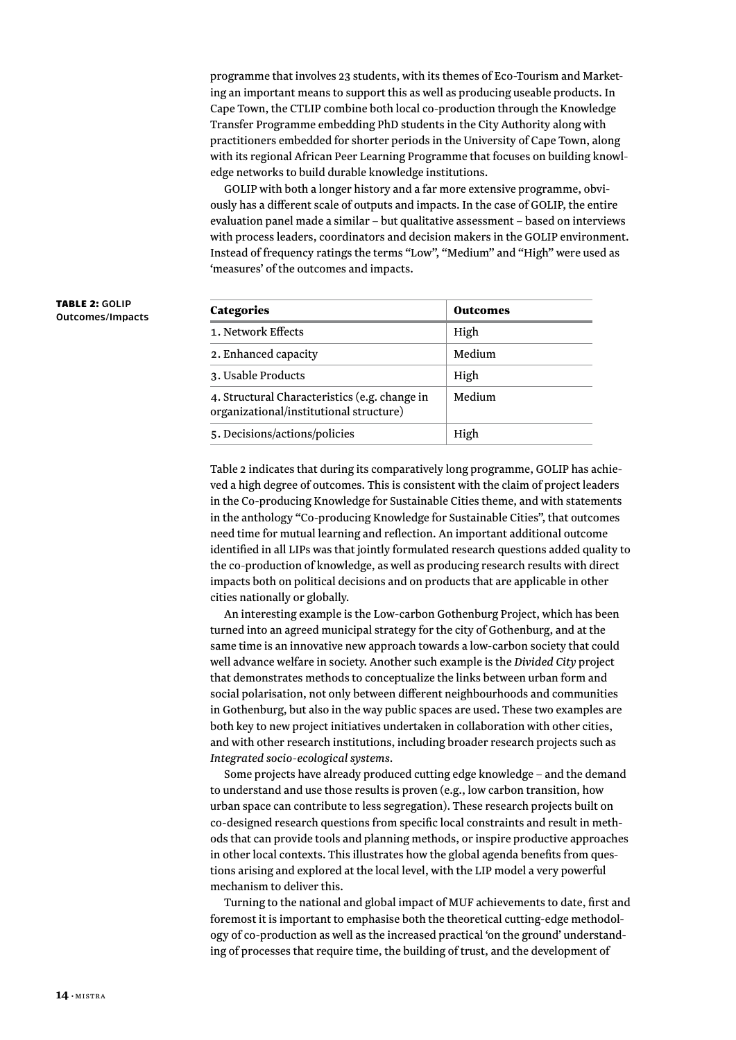programme that involves 23 students, with its themes of Eco-Tourism and Marketing an important means to support this as well as producing useable products. In Cape Town, the CTLIP combine both local co-production through the Knowledge Transfer Programme embedding PhD students in the City Authority along with practitioners embedded for shorter periods in the University of Cape Town, along with its regional African Peer Learning Programme that focuses on building knowledge networks to build durable knowledge institutions.

GOLIP with both a longer history and a far more extensive programme, obviously has a different scale of outputs and impacts. In the case of GOLIP, the entire evaluation panel made a similar – but qualitative assessment – based on interviews with process leaders, coordinators and decision makers in the GOLIP environment. Instead of frequency ratings the terms "Low", "Medium" and "High" were used as 'measures' of the outcomes and impacts.

**TABLE 2: GOLIP Outcomes/Impacts**

| Categories | Outcomes |
|---|---|
| 1. Network Effects | High |
| 2. Enhanced capacity | Medium |
| 3. Usable Products | High |
| 4. Structural Characteristics (e.g. change in organizational/institutional structure) | Medium |
| 5. Decisions/actions/policies | High |

Table 2 indicates that during its comparatively long programme, GOLIP has achieved a high degree of outcomes. This is consistent with the claim of project leaders in the Co-producing Knowledge for Sustainable Cities theme, and with statements in the anthology "Co-producing Knowledge for Sustainable Cities", that outcomes need time for mutual learning and reflection. An important additional outcome identified in all LIPs was that jointly formulated research questions added quality to the co-production of knowledge, as well as producing research results with direct impacts both on political decisions and on products that are applicable in other cities nationally or globally.

An interesting example is the Low-carbon Gothenburg Project, which has been turned into an agreed municipal strategy for the city of Gothenburg, and at the same time is an innovative new approach towards a low-carbon society that could well advance welfare in society. Another such example is the *Divided City* project that demonstrates methods to conceptualize the links between urban form and social polarisation, not only between different neighbourhoods and communities in Gothenburg, but also in the way public spaces are used. These two examples are both key to new project initiatives undertaken in collaboration with other cities, and with other research institutions, including broader research projects such as *Integrated socio-ecological systems*.

Some projects have already produced cutting edge knowledge – and the demand to understand and use those results is proven (e.g., low carbon transition, how urban space can contribute to less segregation). These research projects built on co-designed research questions from specific local constraints and result in methods that can provide tools and planning methods, or inspire productive approaches in other local contexts. This illustrates how the global agenda benefits from questions arising and explored at the local level, with the LIP model a very powerful mechanism to deliver this.

Turning to the national and global impact of MUF achievements to date, first and foremost it is important to emphasise both the theoretical cutting-edge methodology of co-production as well as the increased practical 'on the ground' understanding of processes that require time, the building of trust, and the development of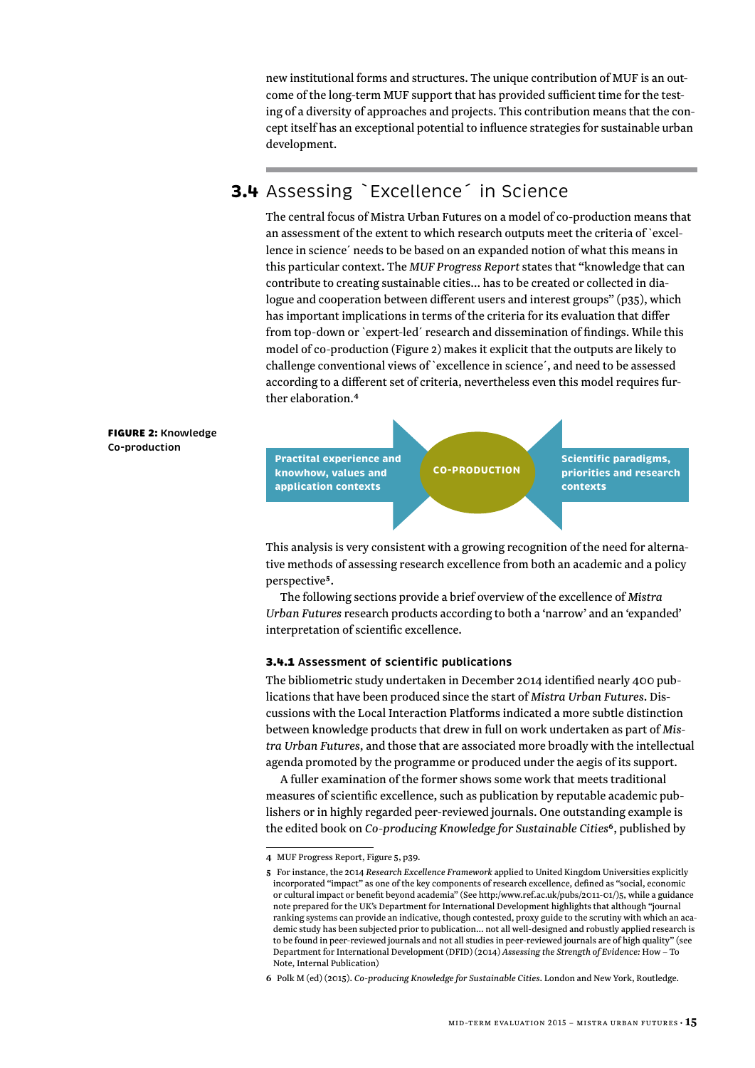new institutional forms and structures. The unique contribution of MUF is an outcome of the long-term MUF support that has provided sufficient time for the testing of a diversity of approaches and projects. This contribution means that the concept itself has an exceptional potential to influence strategies for sustainable urban development.

## 3.4 Assessing `Excellence´ in Science

The central focus of Mistra Urban Futures on a model of co-production means that an assessment of the extent to which research outputs meet the criteria of `excellence in science´ needs to be based on an expanded notion of what this means in this particular context. The *MUF Progress Report* states that "knowledge that can contribute to creating sustainable cities... has to be created or collected in dialogue and cooperation between different users and interest groups" (p35), which has important implications in terms of the criteria for its evaluation that differ from top-down or `expert-led´ research and dissemination of findings. While this model of co-production (Figure 2) makes it explicit that the outputs are likely to challenge conventional views of `excellence in science´, and need to be assessed according to a different set of criteria, nevertheless even this model requires further elaboration.[4]

**FIGURE 2:** Knowledge Co-production

Practital experience and knowhow, values and application contexts → **CO-PRODUCTION** ← Scientific paradigms, priorities and research contexts

This analysis is very consistent with a growing recognition of the need for alternative methods of assessing research excellence from both an academic and a policy perspective[5].

The following sections provide a brief overview of the excellence of *Mistra Urban Futures* research products according to both a 'narrow' and an 'expanded' interpretation of scientific excellence.

### 3.4.1 Assessment of scientific publications

The bibliometric study undertaken in December 2014 identified nearly 400 publications that have been produced since the start of *Mistra Urban Futures*. Discussions with the Local Interaction Platforms indicated a more subtle distinction between knowledge products that drew in full on work undertaken as part of *Mistra Urban Futures*, and those that are associated more broadly with the intellectual agenda promoted by the programme or produced under the aegis of its support.

A fuller examination of the former shows some work that meets traditional measures of scientific excellence, such as publication by reputable academic publishers or in highly regarded peer-reviewed journals. One outstanding example is the edited book on *Co-producing Knowledge for Sustainable Cities*[6], published by

---

4 MUF Progress Report, Figure 5, p39.

5 For instance, the 2014 *Research Excellence Framework* applied to United Kingdom Universities explicitly incorporated "impact" as one of the key components of research excellence, defined as "social, economic or cultural impact or benefit beyond academia" (See http:/www.ref.ac.uk/pubs/2011-01/)5, while a guidance note prepared for the UK's Department for International Development highlights that although "journal ranking systems can provide an indicative, though contested, proxy guide to the scrutiny with which an academic study has been subjected prior to publication... not all well-designed and robustly applied research is to be found in peer-reviewed journals and not all studies in peer-reviewed journals are of high quality" (see Department for International Development (DFID) (2014) *Assessing the Strength of Evidence:* How – To Note, Internal Publication)

6 Polk M (ed) (2015). *Co-producing Knowledge for Sustainable Cities*. London and New York, Routledge.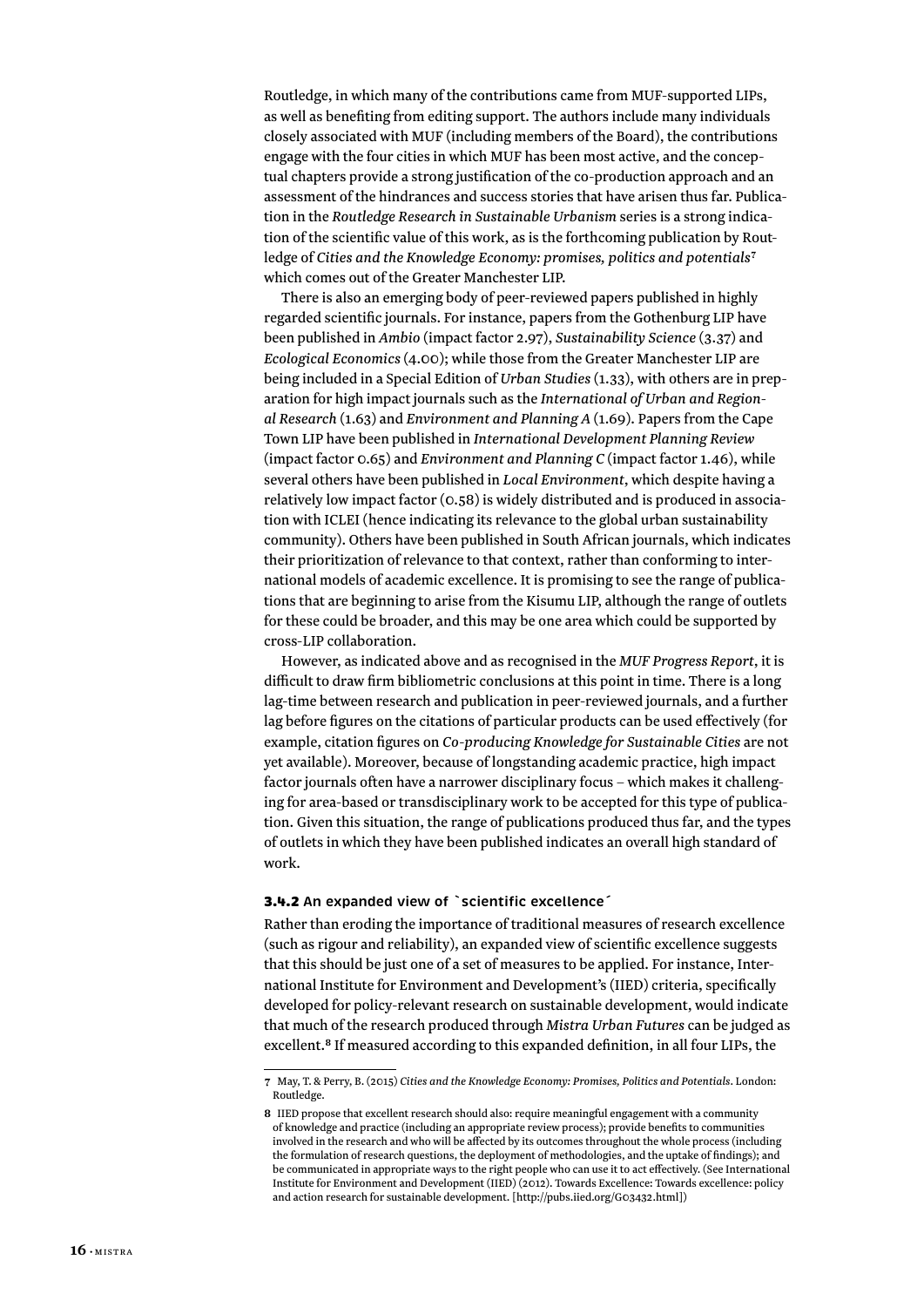Routledge, in which many of the contributions came from MUF-supported LIPs, as well as benefiting from editing support. The authors include many individuals closely associated with MUF (including members of the Board), the contributions engage with the four cities in which MUF has been most active, and the conceptual chapters provide a strong justification of the co-production approach and an assessment of the hindrances and success stories that have arisen thus far. Publication in the *Routledge Research in Sustainable Urbanism* series is a strong indication of the scientific value of this work, as is the forthcoming publication by Routledge of *Cities and the Knowledge Economy: promises, politics and potentials*[7] which comes out of the Greater Manchester LIP.

There is also an emerging body of peer-reviewed papers published in highly regarded scientific journals. For instance, papers from the Gothenburg LIP have been published in *Ambio* (impact factor 2.97), *Sustainability Science* (3.37) and *Ecological Economics* (4.00); while those from the Greater Manchester LIP are being included in a Special Edition of *Urban Studies* (1.33), with others are in preparation for high impact journals such as the *International of Urban and Regional Research* (1.63) and *Environment and Planning A* (1.69). Papers from the Cape Town LIP have been published in *International Development Planning Review* (impact factor 0.65) and *Environment and Planning C* (impact factor 1.46), while several others have been published in *Local Environment*, which despite having a relatively low impact factor (0.58) is widely distributed and is produced in association with ICLEI (hence indicating its relevance to the global urban sustainability community). Others have been published in South African journals, which indicates their prioritization of relevance to that context, rather than conforming to international models of academic excellence. It is promising to see the range of publications that are beginning to arise from the Kisumu LIP, although the range of outlets for these could be broader, and this may be one area which could be supported by cross-LIP collaboration.

However, as indicated above and as recognised in the *MUF Progress Report*, it is difficult to draw firm bibliometric conclusions at this point in time. There is a long lag-time between research and publication in peer-reviewed journals, and a further lag before figures on the citations of particular products can be used effectively (for example, citation figures on *Co-producing Knowledge for Sustainable Cities* are not yet available). Moreover, because of longstanding academic practice, high impact factor journals often have a narrower disciplinary focus – which makes it challenging for area-based or transdisciplinary work to be accepted for this type of publication. Given this situation, the range of publications produced thus far, and the types of outlets in which they have been published indicates an overall high standard of work.

### 3.4.2 An expanded view of ´scientific excellence´

Rather than eroding the importance of traditional measures of research excellence (such as rigour and reliability), an expanded view of scientific excellence suggests that this should be just one of a set of measures to be applied. For instance, International Institute for Environment and Development's (IIED) criteria, specifically developed for policy-relevant research on sustainable development, would indicate that much of the research produced through *Mistra Urban Futures* can be judged as excellent.[8] If measured according to this expanded definition, in all four LIPs, the

---

7 May, T. & Perry, B. (2015) *Cities and the Knowledge Economy: Promises, Politics and Potentials*. London: Routledge.

8 IIED propose that excellent research should also: require meaningful engagement with a community of knowledge and practice (including an appropriate review process); provide benefits to communities involved in the research and who will be affected by its outcomes throughout the whole process (including the formulation of research questions, the deployment of methodologies, and the uptake of findings); and be communicated in appropriate ways to the right people who can use it to act effectively. (See International Institute for Environment and Development (IIED) (2012). Towards Excellence: Towards excellence: policy and action research for sustainable development. [http://pubs.iied.org/G03432.html])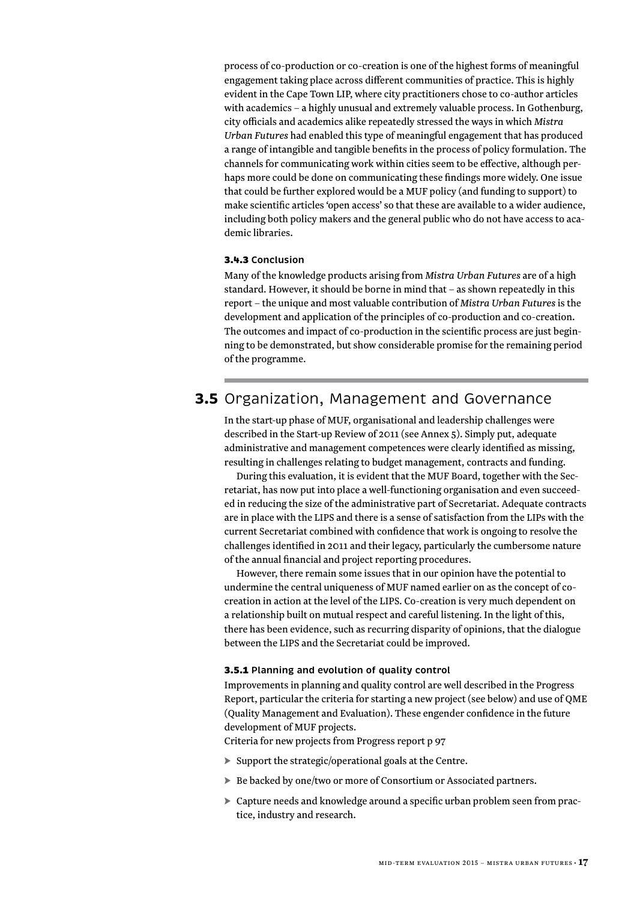process of co-production or co-creation is one of the highest forms of meaningful engagement taking place across different communities of practice. This is highly evident in the Cape Town LIP, where city practitioners chose to co-author articles with academics – a highly unusual and extremely valuable process. In Gothenburg, city officials and academics alike repeatedly stressed the ways in which *Mistra Urban Futures* had enabled this type of meaningful engagement that has produced a range of intangible and tangible benefits in the process of policy formulation. The channels for communicating work within cities seem to be effective, although perhaps more could be done on communicating these findings more widely. One issue that could be further explored would be a MUF policy (and funding to support) to make scientific articles 'open access' so that these are available to a wider audience, including both policy makers and the general public who do not have access to academic libraries.

### 3.4.3 Conclusion

Many of the knowledge products arising from *Mistra Urban Futures* are of a high standard. However, it should be borne in mind that – as shown repeatedly in this report – the unique and most valuable contribution of *Mistra Urban Futures* is the development and application of the principles of co-production and co-creation. The outcomes and impact of co-production in the scientific process are just beginning to be demonstrated, but show considerable promise for the remaining period of the programme.

## 3.5 Organization, Management and Governance

In the start-up phase of MUF, organisational and leadership challenges were described in the Start-up Review of 2011 (see Annex 5). Simply put, adequate administrative and management competences were clearly identified as missing, resulting in challenges relating to budget management, contracts and funding.

During this evaluation, it is evident that the MUF Board, together with the Secretariat, has now put into place a well-functioning organisation and even succeeded in reducing the size of the administrative part of Secretariat. Adequate contracts are in place with the LIPS and there is a sense of satisfaction from the LIPs with the current Secretariat combined with confidence that work is ongoing to resolve the challenges identified in 2011 and their legacy, particularly the cumbersome nature of the annual financial and project reporting procedures.

However, there remain some issues that in our opinion have the potential to undermine the central uniqueness of MUF named earlier on as the concept of co-creation in action at the level of the LIPS. Co-creation is very much dependent on a relationship built on mutual respect and careful listening. In the light of this, there has been evidence, such as recurring disparity of opinions, that the dialogue between the LIPS and the Secretariat could be improved.

### 3.5.1 Planning and evolution of quality control

Improvements in planning and quality control are well described in the Progress Report, particular the criteria for starting a new project (see below) and use of QME (Quality Management and Evaluation). These engender confidence in the future development of MUF projects.

Criteria for new projects from Progress report p 97

- Support the strategic/operational goals at the Centre.
- Be backed by one/two or more of Consortium or Associated partners.
- Capture needs and knowledge around a specific urban problem seen from practice, industry and research.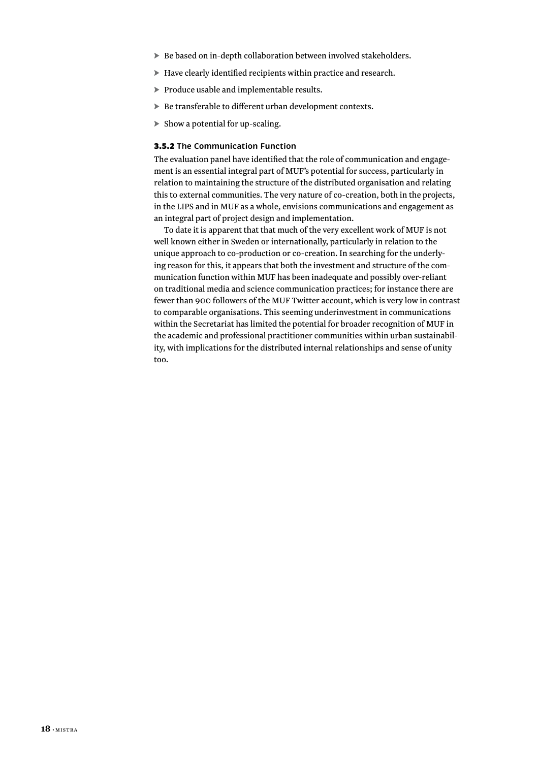- Be based on in-depth collaboration between involved stakeholders.
- Have clearly identified recipients within practice and research.
- Produce usable and implementable results.
- Be transferable to different urban development contexts.
- Show a potential for up-scaling.

#### 3.5.2 The Communication Function

The evaluation panel have identified that the role of communication and engagement is an essential integral part of MUF's potential for success, particularly in relation to maintaining the structure of the distributed organisation and relating this to external communities. The very nature of co-creation, both in the projects, in the LIPS and in MUF as a whole, envisions communications and engagement as an integral part of project design and implementation.

To date it is apparent that that much of the very excellent work of MUF is not well known either in Sweden or internationally, particularly in relation to the unique approach to co-production or co-creation. In searching for the underlying reason for this, it appears that both the investment and structure of the communication function within MUF has been inadequate and possibly over-reliant on traditional media and science communication practices; for instance there are fewer than 900 followers of the MUF Twitter account, which is very low in contrast to comparable organisations. This seeming underinvestment in communications within the Secretariat has limited the potential for broader recognition of MUF in the academic and professional practitioner communities within urban sustainability, with implications for the distributed internal relationships and sense of unity too.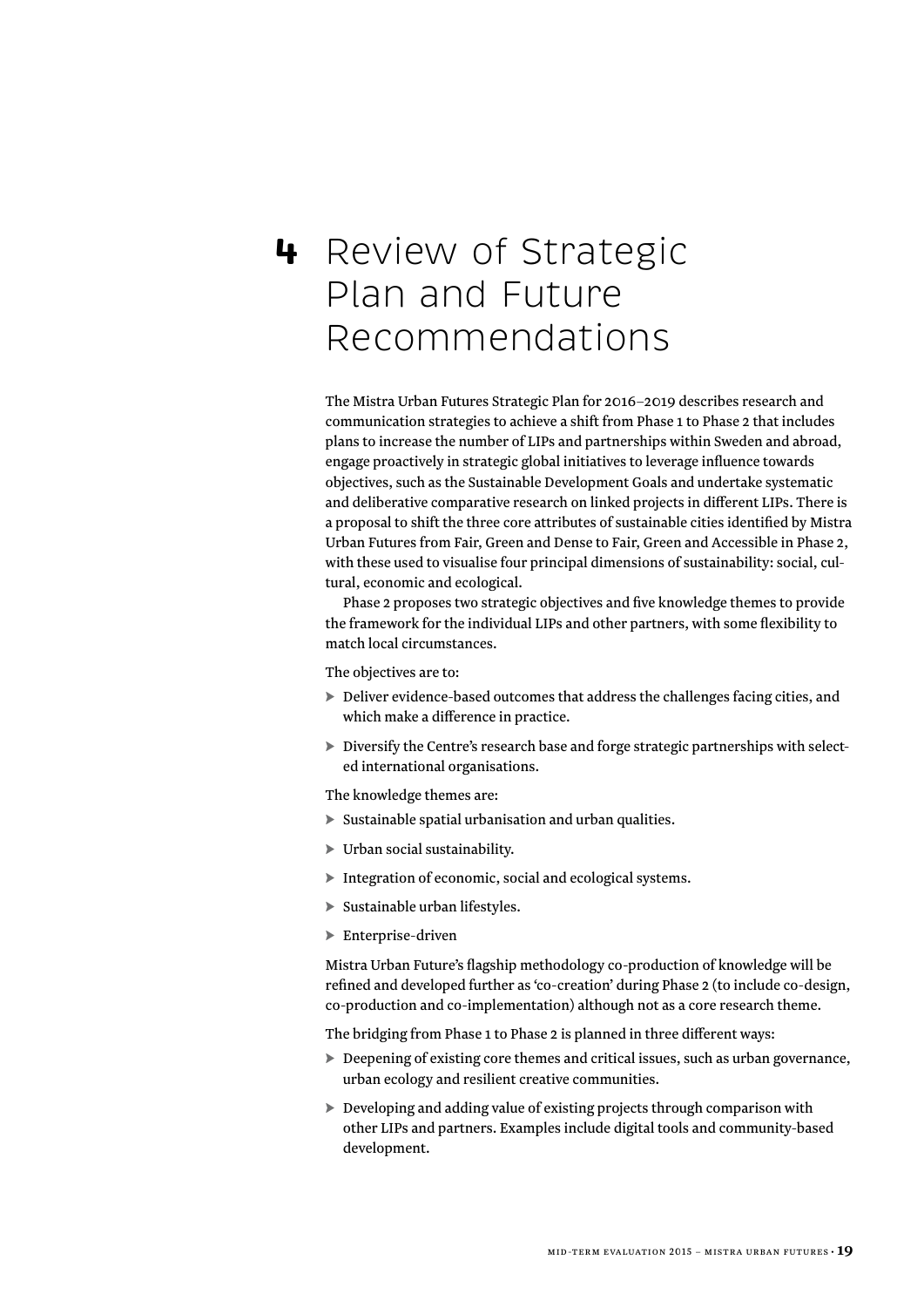# 4 Review of Strategic Plan and Future Recommendations

The Mistra Urban Futures Strategic Plan for 2016–2019 describes research and communication strategies to achieve a shift from Phase 1 to Phase 2 that includes plans to increase the number of LIPs and partnerships within Sweden and abroad, engage proactively in strategic global initiatives to leverage influence towards objectives, such as the Sustainable Development Goals and undertake systematic and deliberative comparative research on linked projects in different LIPs. There is a proposal to shift the three core attributes of sustainable cities identified by Mistra Urban Futures from Fair, Green and Dense to Fair, Green and Accessible in Phase 2, with these used to visualise four principal dimensions of sustainability: social, cultural, economic and ecological.

Phase 2 proposes two strategic objectives and five knowledge themes to provide the framework for the individual LIPs and other partners, with some flexibility to match local circumstances.

The objectives are to:

- Deliver evidence-based outcomes that address the challenges facing cities, and which make a difference in practice.
- Diversify the Centre's research base and forge strategic partnerships with selected international organisations.

The knowledge themes are:

- Sustainable spatial urbanisation and urban qualities.
- Urban social sustainability.
- Integration of economic, social and ecological systems.
- Sustainable urban lifestyles.
- Enterprise-driven

Mistra Urban Future's flagship methodology co-production of knowledge will be refined and developed further as 'co-creation' during Phase 2 (to include co-design, co-production and co-implementation) although not as a core research theme.

The bridging from Phase 1 to Phase 2 is planned in three different ways:

- Deepening of existing core themes and critical issues, such as urban governance, urban ecology and resilient creative communities.
- Developing and adding value of existing projects through comparison with other LIPs and partners. Examples include digital tools and community-based development.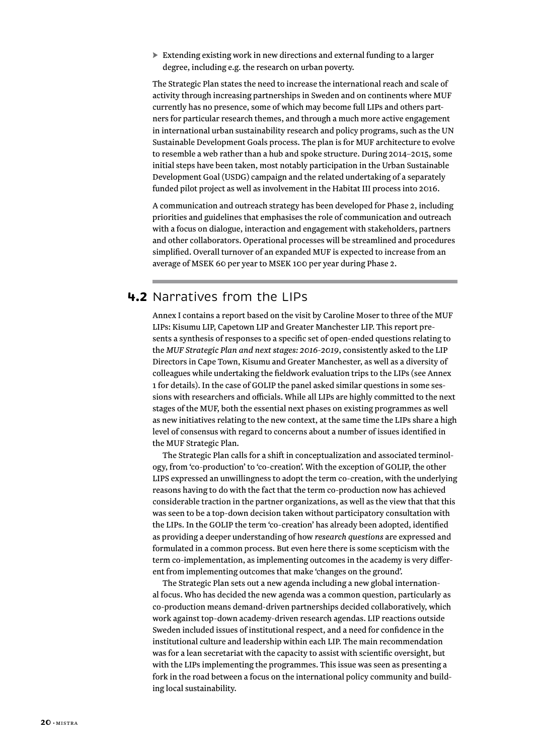- Extending existing work in new directions and external funding to a larger degree, including e.g. the research on urban poverty.

The Strategic Plan states the need to increase the international reach and scale of activity through increasing partnerships in Sweden and on continents where MUF currently has no presence, some of which may become full LIPs and others partners for particular research themes, and through a much more active engagement in international urban sustainability research and policy programs, such as the UN Sustainable Development Goals process. The plan is for MUF architecture to evolve to resemble a web rather than a hub and spoke structure. During 2014–2015, some initial steps have been taken, most notably participation in the Urban Sustainable Development Goal (USDG) campaign and the related undertaking of a separately funded pilot project as well as involvement in the Habitat III process into 2016.

A communication and outreach strategy has been developed for Phase 2, including priorities and guidelines that emphasises the role of communication and outreach with a focus on dialogue, interaction and engagement with stakeholders, partners and other collaborators. Operational processes will be streamlined and procedures simplified. Overall turnover of an expanded MUF is expected to increase from an average of MSEK 60 per year to MSEK 100 per year during Phase 2.

## 4.2 Narratives from the LIPs

Annex I contains a report based on the visit by Caroline Moser to three of the MUF LIPs: Kisumu LIP, Capetown LIP and Greater Manchester LIP. This report presents a synthesis of responses to a specific set of open-ended questions relating to the *MUF Strategic Plan and next stages: 2016-2019*, consistently asked to the LIP Directors in Cape Town, Kisumu and Greater Manchester, as well as a diversity of colleagues while undertaking the fieldwork evaluation trips to the LIPs (see Annex 1 for details). In the case of GOLIP the panel asked similar questions in some sessions with researchers and officials. While all LIPs are highly committed to the next stages of the MUF, both the essential next phases on existing programmes as well as new initiatives relating to the new context, at the same time the LIPs share a high level of consensus with regard to concerns about a number of issues identified in the MUF Strategic Plan.

The Strategic Plan calls for a shift in conceptualization and associated terminology, from 'co-production' to 'co-creation'. With the exception of GOLIP, the other LIPS expressed an unwillingness to adopt the term co-creation, with the underlying reasons having to do with the fact that the term co-production now has achieved considerable traction in the partner organizations, as well as the view that that this was seen to be a top-down decision taken without participatory consultation with the LIPs. In the GOLIP the term 'co-creation' has already been adopted, identified as providing a deeper understanding of how *research questions* are expressed and formulated in a common process. But even here there is some scepticism with the term co-implementation, as implementing outcomes in the academy is very different from implementing outcomes that make 'changes on the ground'.

The Strategic Plan sets out a new agenda including a new global international focus. Who has decided the new agenda was a common question, particularly as co-production means demand-driven partnerships decided collaboratively, which work against top-down academy-driven research agendas. LIP reactions outside Sweden included issues of institutional respect, and a need for confidence in the institutional culture and leadership within each LIP. The main recommendation was for a lean secretariat with the capacity to assist with scientific oversight, but with the LIPs implementing the programmes. This issue was seen as presenting a fork in the road between a focus on the international policy community and building local sustainability.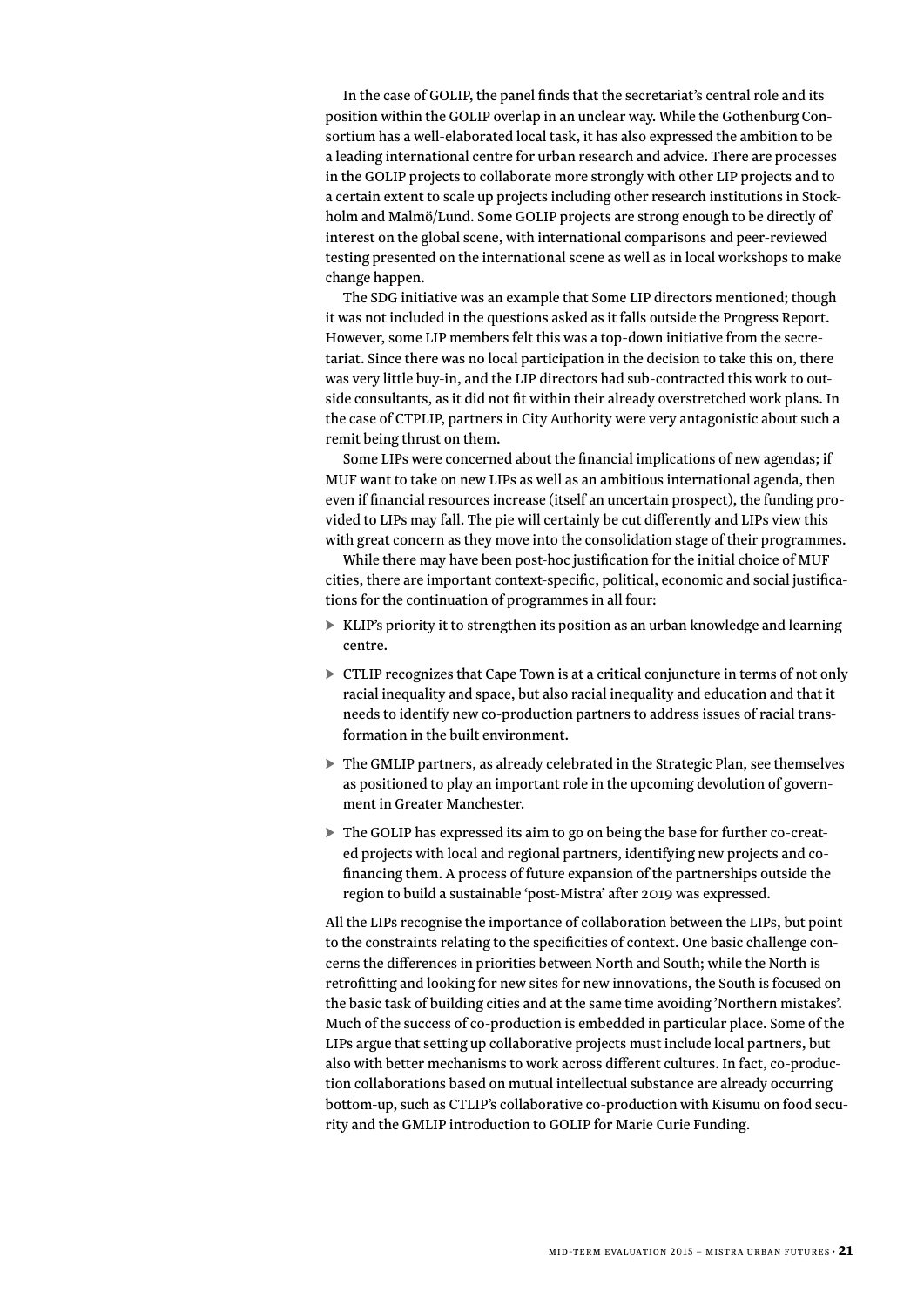In the case of GOLIP, the panel finds that the secretariat's central role and its position within the GOLIP overlap in an unclear way. While the Gothenburg Consortium has a well-elaborated local task, it has also expressed the ambition to be a leading international centre for urban research and advice. There are processes in the GOLIP projects to collaborate more strongly with other LIP projects and to a certain extent to scale up projects including other research institutions in Stockholm and Malmö/Lund. Some GOLIP projects are strong enough to be directly of interest on the global scene, with international comparisons and peer-reviewed testing presented on the international scene as well as in local workshops to make change happen.

The SDG initiative was an example that Some LIP directors mentioned; though it was not included in the questions asked as it falls outside the Progress Report. However, some LIP members felt this was a top-down initiative from the secretariat. Since there was no local participation in the decision to take this on, there was very little buy-in, and the LIP directors had sub-contracted this work to outside consultants, as it did not fit within their already overstretched work plans. In the case of CTPLIP, partners in City Authority were very antagonistic about such a remit being thrust on them.

Some LIPs were concerned about the financial implications of new agendas; if MUF want to take on new LIPs as well as an ambitious international agenda, then even if financial resources increase (itself an uncertain prospect), the funding provided to LIPs may fall. The pie will certainly be cut differently and LIPs view this with great concern as they move into the consolidation stage of their programmes.

While there may have been post-hoc justification for the initial choice of MUF cities, there are important context-specific, political, economic and social justifications for the continuation of programmes in all four:

- KLIP's priority it to strengthen its position as an urban knowledge and learning centre.
- CTLIP recognizes that Cape Town is at a critical conjuncture in terms of not only racial inequality and space, but also racial inequality and education and that it needs to identify new co-production partners to address issues of racial transformation in the built environment.
- The GMLIP partners, as already celebrated in the Strategic Plan, see themselves as positioned to play an important role in the upcoming devolution of government in Greater Manchester.
- The GOLIP has expressed its aim to go on being the base for further co-created projects with local and regional partners, identifying new projects and co-financing them. A process of future expansion of the partnerships outside the region to build a sustainable 'post-Mistra' after 2019 was expressed.

All the LIPs recognise the importance of collaboration between the LIPs, but point to the constraints relating to the specificities of context. One basic challenge concerns the differences in priorities between North and South; while the North is retrofitting and looking for new sites for new innovations, the South is focused on the basic task of building cities and at the same time avoiding 'Northern mistakes'. Much of the success of co-production is embedded in particular place. Some of the LIPs argue that setting up collaborative projects must include local partners, but also with better mechanisms to work across different cultures. In fact, co-production collaborations based on mutual intellectual substance are already occurring bottom-up, such as CTLIP's collaborative co-production with Kisumu on food security and the GMLIP introduction to GOLIP for Marie Curie Funding.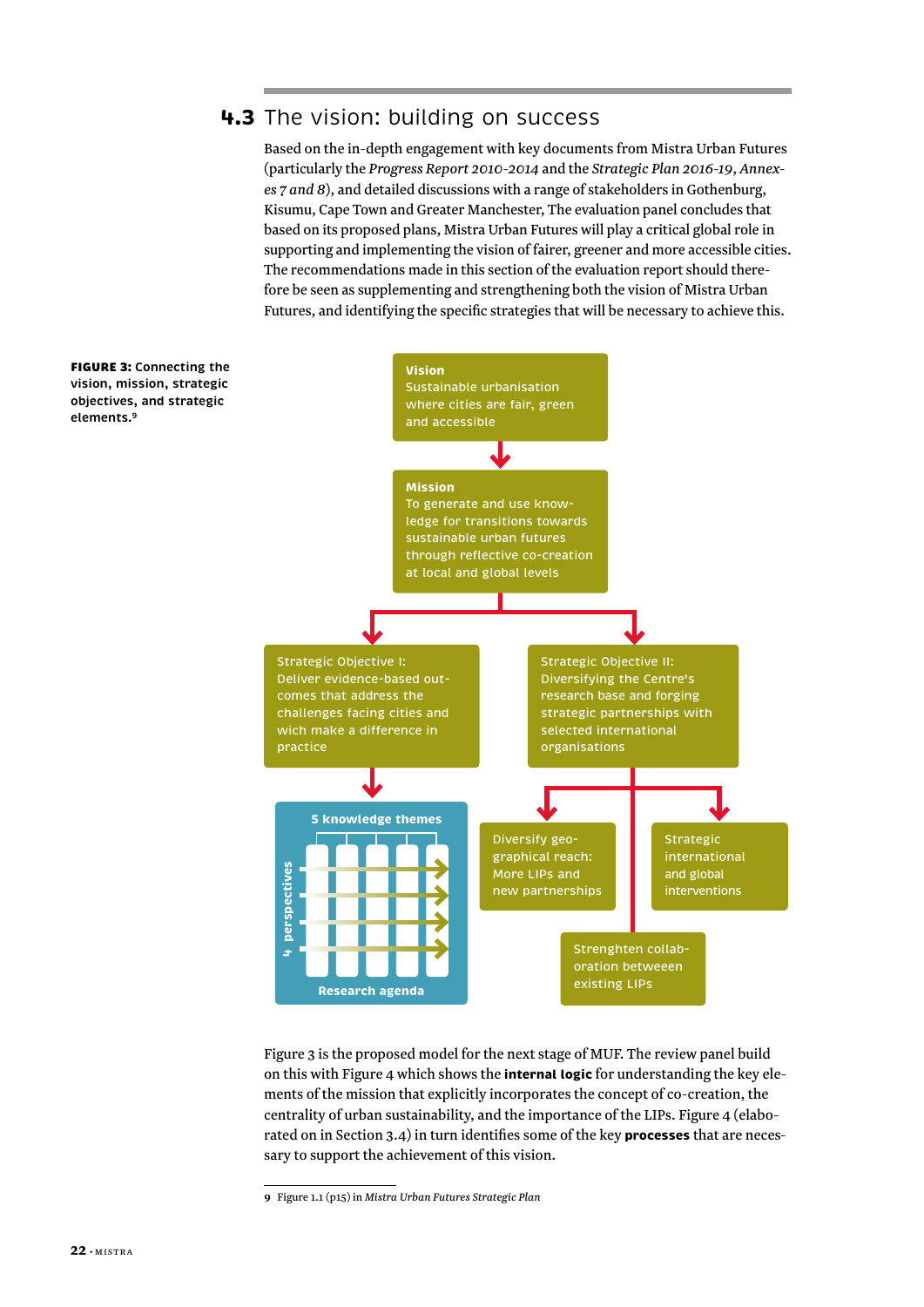## 4.3 The vision: building on success

Based on the in-depth engagement with key documents from Mistra Urban Futures (particularly the *Progress Report 2010-2014* and the *Strategic Plan 2016-19, Annexes 7 and 8*), and detailed discussions with a range of stakeholders in Gothenburg, Kisumu, Cape Town and Greater Manchester, The evaluation panel concludes that based on its proposed plans, Mistra Urban Futures will play a critical global role in supporting and implementing the vision of fairer, greener and more accessible cities. The recommendations made in this section of the evaluation report should therefore be seen as supplementing and strengthening both the vision of Mistra Urban Futures, and identifying the specific strategies that will be necessary to achieve this.

**FIGURE 3:** Connecting the vision, mission, strategic objectives, and strategic elements.[9]

**Vision**
Sustainable urbanisation where cities are fair, green and accessible

**Mission**
To generate and use knowledge for transitions towards sustainable urban futures through reflective co-creation at local and global levels

Strategic Objective I: Deliver evidence-based outcomes that address the challenges facing cities and wich make a difference in practice

Strategic Objective II: Diversifying the Centre's research base and forging strategic partnerships with selected international organisations

5 knowledge themes

4 perspectives

Research agenda

Diversify geographical reach: More LIPs and new partnerships

Strategic international and global interventions

Strenghten collaboration betweeen existing LIPs

Figure 3 is the proposed model for the next stage of MUF. The review panel build on this with Figure 4 which shows the **internal logic** for understanding the key elements of the mission that explicitly incorporates the concept of co-creation, the centrality of urban sustainability, and the importance of the LIPs. Figure 4 (elaborated on in Section 3.4) in turn identifies some of the key **processes** that are necessary to support the achievement of this vision.

9 Figure 1.1 (p15) in *Mistra Urban Futures Strategic Plan*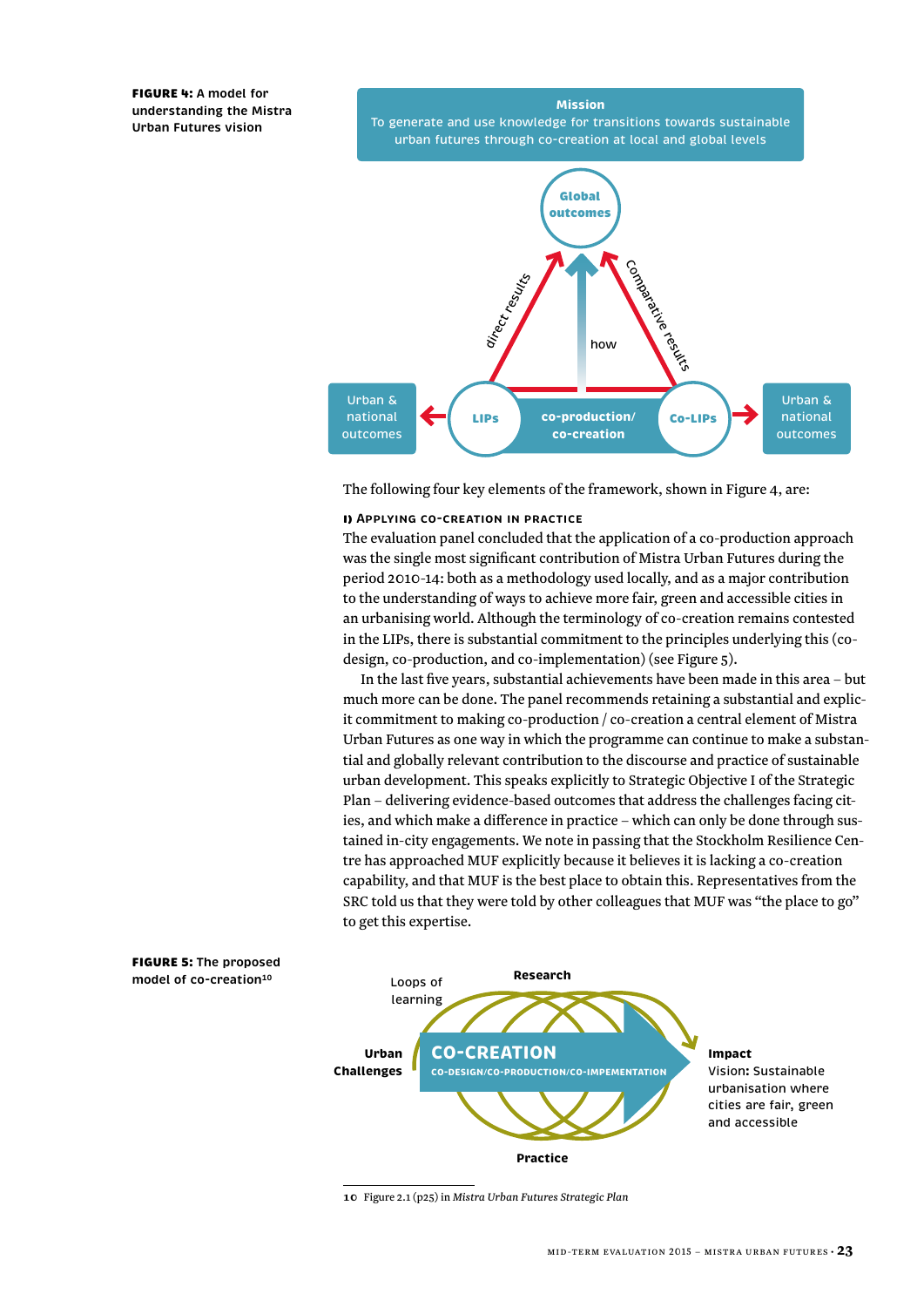**FIGURE 4:** A model for understanding the Mistra Urban Futures vision

Mission
To generate and use knowledge for transitions towards sustainable urban futures through co-creation at local and global levels

Global outcomes

direct results

how

Comparative results

Urban & national outcomes

LIPs

co-production/ co-creation

Co-LIPs

Urban & national outcomes

The following four key elements of the framework, shown in Figure 4, are:

#### I) Applying co-creation in practice

The evaluation panel concluded that the application of a co-production approach was the single most significant contribution of Mistra Urban Futures during the period 2010-14: both as a methodology used locally, and as a major contribution to the understanding of ways to achieve more fair, green and accessible cities in an urbanising world. Although the terminology of co-creation remains contested in the LIPs, there is substantial commitment to the principles underlying this (co-design, co-production, and co-implementation) (see Figure 5).

In the last five years, substantial achievements have been made in this area – but much more can be done. The panel recommends retaining a substantial and explicit commitment to making co-production / co-creation a central element of Mistra Urban Futures as one way in which the programme can continue to make a substantial and globally relevant contribution to the discourse and practice of sustainable urban development. This speaks explicitly to Strategic Objective I of the Strategic Plan – delivering evidence-based outcomes that address the challenges facing cities, and which make a difference in practice – which can only be done through sustained in-city engagements. We note in passing that the Stockholm Resilience Centre has approached MUF explicitly because it believes it is lacking a co-creation capability, and that MUF is the best place to obtain this. Representatives from the SRC told us that they were told by other colleagues that MUF was "the place to go" to get this expertise.

**FIGURE 5:** The proposed model of co-creation[10]

Loops of learning

Research

Urban Challenges

CO-CREATION
CO-DESIGN/CO-PRODUCTION/CO-IMPEMENTATION

Impact
Vision: Sustainable urbanisation where cities are fair, green and accessible

Practice

10 Figure 2.1 (p25) in *Mistra Urban Futures Strategic Plan*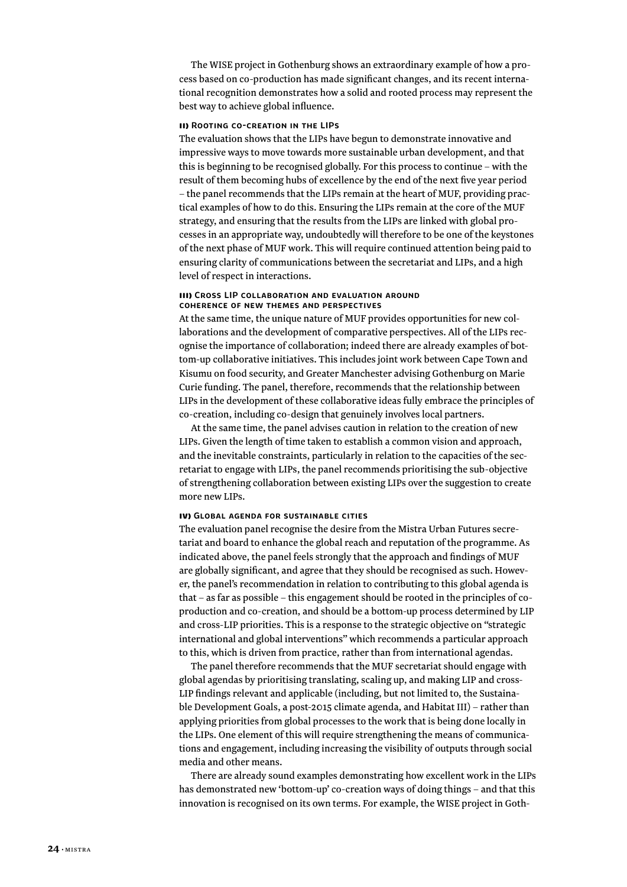The WISE project in Gothenburg shows an extraordinary example of how a process based on co-production has made significant changes, and its recent international recognition demonstrates how a solid and rooted process may represent the best way to achieve global influence.

### ii) Rooting co-creation in the LIPs

The evaluation shows that the LIPs have begun to demonstrate innovative and impressive ways to move towards more sustainable urban development, and that this is beginning to be recognised globally. For this process to continue – with the result of them becoming hubs of excellence by the end of the next five year period – the panel recommends that the LIPs remain at the heart of MUF, providing practical examples of how to do this. Ensuring the LIPs remain at the core of the MUF strategy, and ensuring that the results from the LIPs are linked with global processes in an appropriate way, undoubtedly will therefore to be one of the keystones of the next phase of MUF work. This will require continued attention being paid to ensuring clarity of communications between the secretariat and LIPs, and a high level of respect in interactions.

### iii) Cross LIP collaboration and evaluation around coherence of new themes and perspectives

At the same time, the unique nature of MUF provides opportunities for new collaborations and the development of comparative perspectives. All of the LIPs recognise the importance of collaboration; indeed there are already examples of bottom-up collaborative initiatives. This includes joint work between Cape Town and Kisumu on food security, and Greater Manchester advising Gothenburg on Marie Curie funding. The panel, therefore, recommends that the relationship between LIPs in the development of these collaborative ideas fully embrace the principles of co-creation, including co-design that genuinely involves local partners.

At the same time, the panel advises caution in relation to the creation of new LIPs. Given the length of time taken to establish a common vision and approach, and the inevitable constraints, particularly in relation to the capacities of the secretariat to engage with LIPs, the panel recommends prioritising the sub-objective of strengthening collaboration between existing LIPs over the suggestion to create more new LIPs.

### iv) Global agenda for sustainable cities

The evaluation panel recognise the desire from the Mistra Urban Futures secretariat and board to enhance the global reach and reputation of the programme. As indicated above, the panel feels strongly that the approach and findings of MUF are globally significant, and agree that they should be recognised as such. However, the panel's recommendation in relation to contributing to this global agenda is that – as far as possible – this engagement should be rooted in the principles of co-production and co-creation, and should be a bottom-up process determined by LIP and cross-LIP priorities. This is a response to the strategic objective on "strategic international and global interventions" which recommends a particular approach to this, which is driven from practice, rather than from international agendas.

The panel therefore recommends that the MUF secretariat should engage with global agendas by prioritising translating, scaling up, and making LIP and cross-LIP findings relevant and applicable (including, but not limited to, the Sustainable Development Goals, a post-2015 climate agenda, and Habitat III) – rather than applying priorities from global processes to the work that is being done locally in the LIPs. One element of this will require strengthening the means of communications and engagement, including increasing the visibility of outputs through social media and other means.

There are already sound examples demonstrating how excellent work in the LIPs has demonstrated new 'bottom-up' co-creation ways of doing things – and that this innovation is recognised on its own terms. For example, the WISE project in Goth-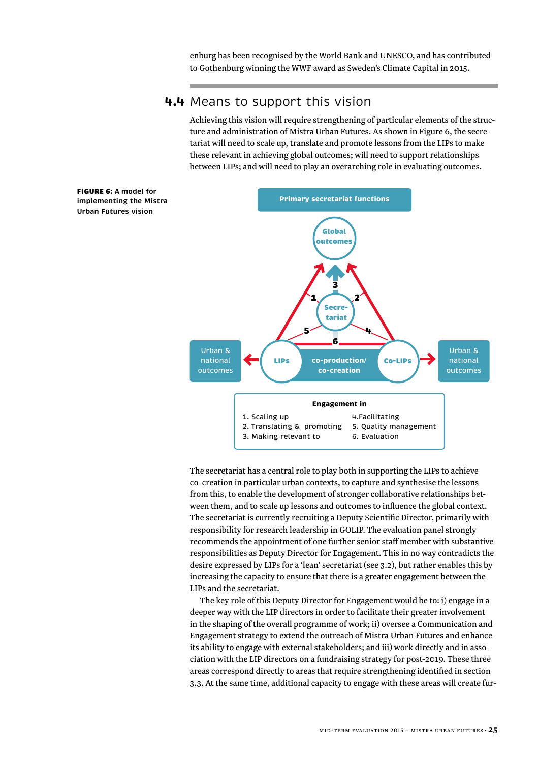enburg has been recognised by the World Bank and UNESCO, and has contributed to Gothenburg winning the WWF award as Sweden's Climate Capital in 2015.

## 4.4 Means to support this vision

Achieving this vision will require strengthening of particular elements of the structure and administration of Mistra Urban Futures. As shown in Figure 6, the secretariat will need to scale up, translate and promote lessons from the LIPs to make these relevant in achieving global outcomes; will need to support relationships between LIPs; and will need to play an overarching role in evaluating outcomes.

**FIGURE 6:** A model for implementing the Mistra Urban Futures vision

Primary secretariat functions

Global outcomes

Secretariat

Urban & national outcomes — LIPs — co-production/ co-creation — Co-LIPs — Urban & national outcomes

**Engagement in**

1. Scaling up
2. Translating & promoting
3. Making relevant to
4. Facilitating
5. Quality management
6. Evaluation

The secretariat has a central role to play both in supporting the LIPs to achieve co-creation in particular urban contexts, to capture and synthesise the lessons from this, to enable the development of stronger collaborative relationships between them, and to scale up lessons and outcomes to influence the global context. The secretariat is currently recruiting a Deputy Scientific Director, primarily with responsibility for research leadership in GOLIP. The evaluation panel strongly recommends the appointment of one further senior staff member with substantive responsibilities as Deputy Director for Engagement. This in no way contradicts the desire expressed by LIPs for a 'lean' secretariat (see 3.2), but rather enables this by increasing the capacity to ensure that there is a greater engagement between the LIPs and the secretariat.

The key role of this Deputy Director for Engagement would be to: i) engage in a deeper way with the LIP directors in order to facilitate their greater involvement in the shaping of the overall programme of work; ii) oversee a Communication and Engagement strategy to extend the outreach of Mistra Urban Futures and enhance its ability to engage with external stakeholders; and iii) work directly and in association with the LIP directors on a fundraising strategy for post-2019. These three areas correspond directly to areas that require strengthening identified in section 3.3. At the same time, additional capacity to engage with these areas will create fur-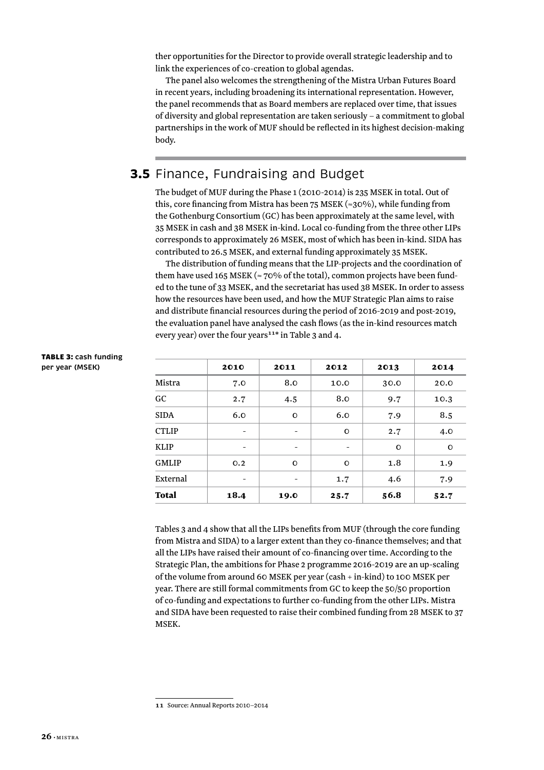ther opportunities for the Director to provide overall strategic leadership and to link the experiences of co-creation to global agendas.

The panel also welcomes the strengthening of the Mistra Urban Futures Board in recent years, including broadening its international representation. However, the panel recommends that as Board members are replaced over time, that issues of diversity and global representation are taken seriously – a commitment to global partnerships in the work of MUF should be reflected in its highest decision-making body.

## 3.5 Finance, Fundraising and Budget

The budget of MUF during the Phase 1 (2010-2014) is 235 MSEK in total. Out of this, core financing from Mistra has been 75 MSEK (≈30%), while funding from the Gothenburg Consortium (GC) has been approximately at the same level, with 35 MSEK in cash and 38 MSEK in-kind. Local co-funding from the three other LIPs corresponds to approximately 26 MSEK, most of which has been in-kind. SIDA has contributed to 26.5 MSEK, and external funding approximately 35 MSEK.

The distribution of funding means that the LIP-projects and the coordination of them have used 165 MSEK (≈ 70% of the total), common projects have been funded to the tune of 33 MSEK, and the secretariat has used 38 MSEK. In order to assess how the resources have been used, and how the MUF Strategic Plan aims to raise and distribute financial resources during the period of 2016-2019 and post-2019, the evaluation panel have analysed the cash flows (as the in-kind resources match every year) over the four years[11]* in Table 3 and 4.

**TABLE 3: cash funding per year (MSEK)**

| | 2010 | 2011 | 2012 | 2013 | 2014 |
|---|---|---|---|---|---|
| Mistra | 7.0 | 8.0 | 10.0 | 30.0 | 20.0 |
| GC | 2.7 | 4.5 | 8.0 | 9.7 | 10.3 |
| SIDA | 6.0 | 0 | 6.0 | 7.9 | 8.5 |
| CTLIP | - | - | 0 | 2.7 | 4.0 |
| KLIP | - | - | - | 0 | 0 |
| GMLIP | 0.2 | 0 | 0 | 1.8 | 1.9 |
| External | - | - | 1.7 | 4.6 | 7.9 |
| **Total** | **18.4** | **19.0** | **25.7** | **56.8** | **52.7** |

Tables 3 and 4 show that all the LIPs benefits from MUF (through the core funding from Mistra and SIDA) to a larger extent than they co-finance themselves; and that all the LIPs have raised their amount of co-financing over time. According to the Strategic Plan, the ambitions for Phase 2 programme 2016-2019 are an up-scaling of the volume from around 60 MSEK per year (cash + in-kind) to 100 MSEK per year. There are still formal commitments from GC to keep the 50/50 proportion of co-funding and expectations to further co-funding from the other LIPs. Mistra and SIDA have been requested to raise their combined funding from 28 MSEK to 37 MSEK.

11 Source: Annual Reports 2010–2014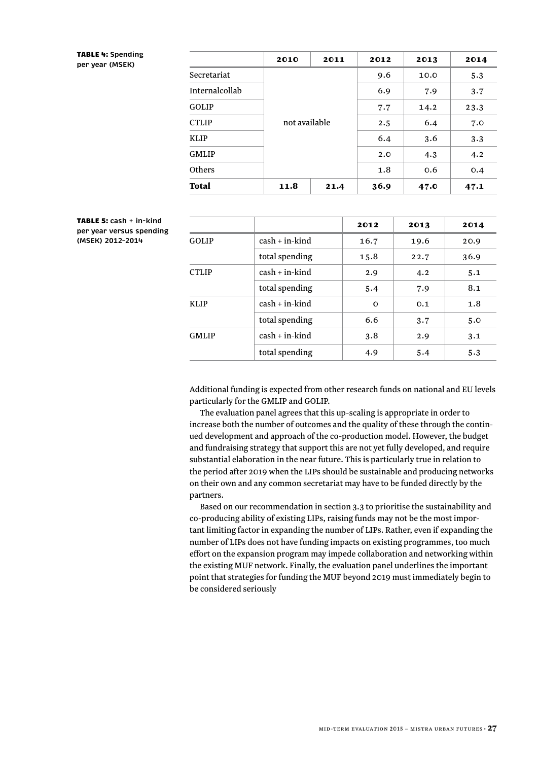**TABLE 4:** Spending per year (MSEK)

|  | 2010 | 2011 | 2012 | 2013 | 2014 |
|---|---|---|---|---|---|
| Secretariat | not available | | 9.6 | 10.0 | 5.3 |
| Internalcollab | | | 6.9 | 7.9 | 3.7 |
| GOLIP | | | 7.7 | 14.2 | 23.3 |
| CTLIP | | | 2.5 | 6.4 | 7.0 |
| KLIP | | | 6.4 | 3.6 | 3.3 |
| GMLIP | | | 2.0 | 4.3 | 4.2 |
| Others | | | 1.8 | 0.6 | 0.4 |
| **Total** | **11.8** | **21.4** | **36.9** | **47.0** | **47.1** |

**TABLE 5:** cash + in-kind per year versus spending (MSEK) 2012–2014

|  |  | 2012 | 2013 | 2014 |
|---|---|---|---|---|
| GOLIP | cash + in-kind | 16.7 | 19.6 | 20.9 |
|  | total spending | 15.8 | 22.7 | 36.9 |
| CTLIP | cash + in-kind | 2.9 | 4.2 | 5.1 |
|  | total spending | 5.4 | 7.9 | 8.1 |
| KLIP | cash + in-kind | 0 | 0.1 | 1.8 |
|  | total spending | 6.6 | 3.7 | 5.0 |
| GMLIP | cash + in-kind | 3.8 | 2.9 | 3.1 |
|  | total spending | 4.9 | 5.4 | 5.3 |

Additional funding is expected from other research funds on national and EU levels particularly for the GMLIP and GOLIP.

The evaluation panel agrees that this up-scaling is appropriate in order to increase both the number of outcomes and the quality of these through the continued development and approach of the co-production model. However, the budget and fundraising strategy that support this are not yet fully developed, and require substantial elaboration in the near future. This is particularly true in relation to the period after 2019 when the LIPs should be sustainable and producing networks on their own and any common secretariat may have to be funded directly by the partners.

Based on our recommendation in section 3.3 to prioritise the sustainability and co-producing ability of existing LIPs, raising funds may not be the most important limiting factor in expanding the number of LIPs. Rather, even if expanding the number of LIPs does not have funding impacts on existing programmes, too much effort on the expansion program may impede collaboration and networking within the existing MUF network. Finally, the evaluation panel underlines the important point that strategies for funding the MUF beyond 2019 must immediately begin to be considered seriously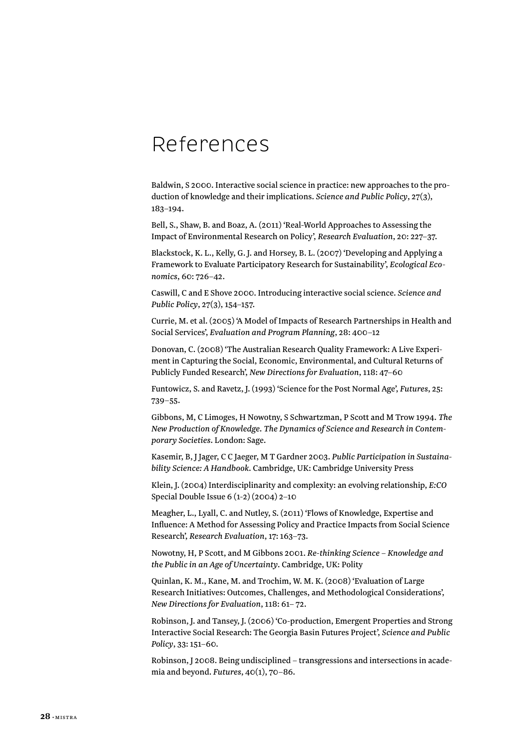# References

Baldwin, S 2000. Interactive social science in practice: new approaches to the production of knowledge and their implications. *Science and Public Policy*, 27(3), 183–194.

Bell, S., Shaw, B. and Boaz, A. (2011) 'Real-World Approaches to Assessing the Impact of Environmental Research on Policy', *Research Evaluation*, 20: 227–37.

Blackstock, K. L., Kelly, G. J. and Horsey, B. L. (2007) 'Developing and Applying a Framework to Evaluate Participatory Research for Sustainability', *Ecological Economics*, 60: 726–42.

Caswill, C and E Shove 2000. Introducing interactive social science. *Science and Public Policy*, 27(3), 154–157.

Currie, M. et al. (2005) 'A Model of Impacts of Research Partnerships in Health and Social Services', *Evaluation and Program Planning*, 28: 400–12

Donovan, C. (2008) 'The Australian Research Quality Framework: A Live Experiment in Capturing the Social, Economic, Environmental, and Cultural Returns of Publicly Funded Research', *New Directions for Evaluation*, 118: 47–60

Funtowicz, S. and Ravetz, J. (1993) 'Science for the Post Normal Age', *Futures*, 25: 739–55.

Gibbons, M, C Limoges, H Nowotny, S Schwartzman, P Scott and M Trow 1994. *The New Production of Knowledge. The Dynamics of Science and Research in Contemporary Societies*. London: Sage.

Kasemir, B, J Jager, C C Jaeger, M T Gardner 2003. *Public Participation in Sustainability Science: A Handbook*. Cambridge, UK: Cambridge University Press

Klein, J. (2004) Interdisciplinarity and complexity: an evolving relationship, *E:CO* Special Double Issue 6 (1-2) (2004) 2–10

Meagher, L., Lyall, C. and Nutley, S. (2011) 'Flows of Knowledge, Expertise and Influence: A Method for Assessing Policy and Practice Impacts from Social Science Research', *Research Evaluation*, 17: 163–73.

Nowotny, H, P Scott, and M Gibbons 2001. *Re-thinking Science – Knowledge and the Public in an Age of Uncertainty*. Cambridge, UK: Polity

Quinlan, K. M., Kane, M. and Trochim, W. M. K. (2008) 'Evaluation of Large Research Initiatives: Outcomes, Challenges, and Methodological Considerations', *New Directions for Evaluation*, 118: 61– 72.

Robinson, J. and Tansey, J. (2006) 'Co-production, Emergent Properties and Strong Interactive Social Research: The Georgia Basin Futures Project', *Science and Public Policy*, 33: 151–60.

Robinson, J 2008. Being undisciplined – transgressions and intersections in academia and beyond. *Futures*, 40(1), 70–86.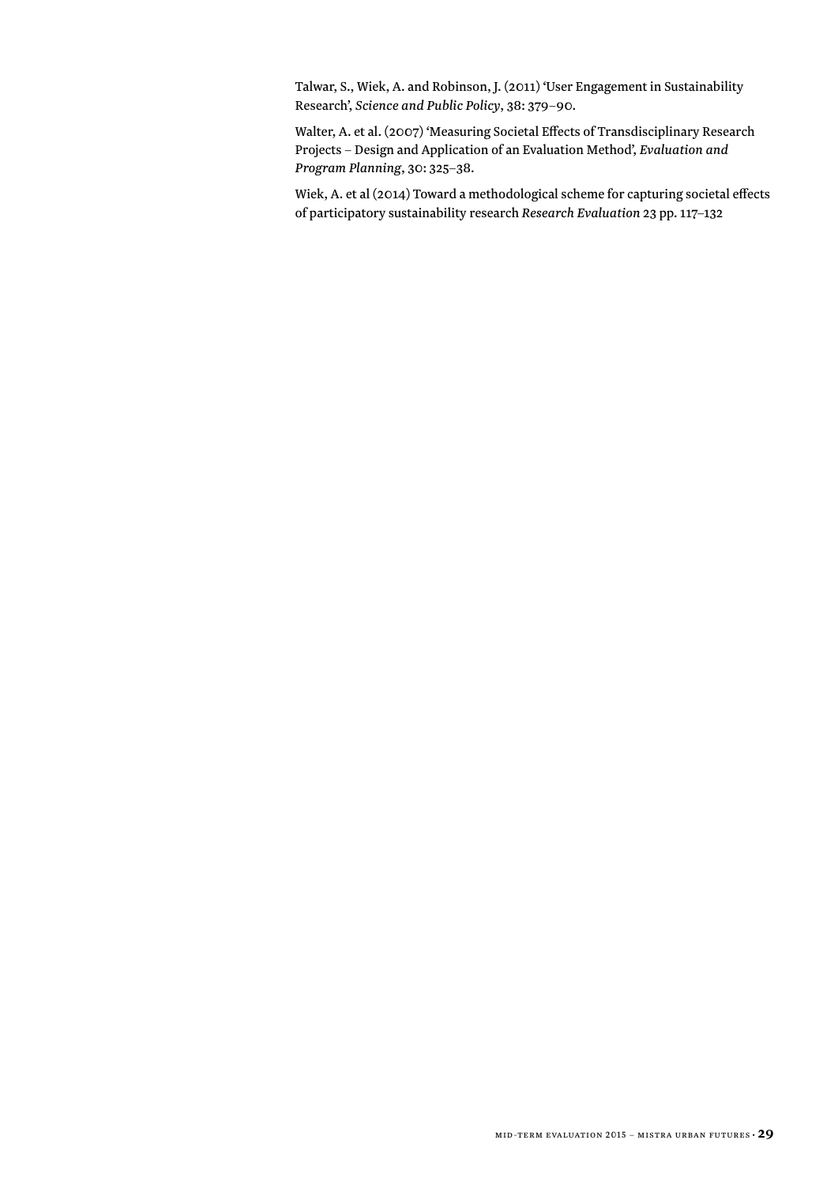Talwar, S., Wiek, A. and Robinson, J. (2011) 'User Engagement in Sustainability Research', *Science and Public Policy*, 38: 379–90.

Walter, A. et al. (2007) 'Measuring Societal Effects of Transdisciplinary Research Projects – Design and Application of an Evaluation Method', *Evaluation and Program Planning*, 30: 325–38.

Wiek, A. et al (2014) Toward a methodological scheme for capturing societal effects of participatory sustainability research *Research Evaluation* 23 pp. 117–132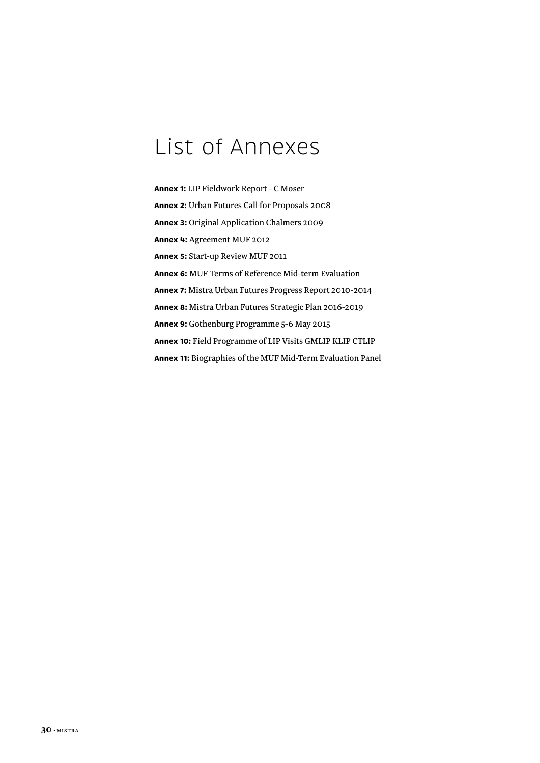# List of Annexes

**Annex 1:** LIP Fieldwork Report - C Moser

**Annex 2:** Urban Futures Call for Proposals 2008

**Annex 3:** Original Application Chalmers 2009

**Annex 4:** Agreement MUF 2012

**Annex 5:** Start-up Review MUF 2011

**Annex 6:** MUF Terms of Reference Mid-term Evaluation

**Annex 7:** Mistra Urban Futures Progress Report 2010-2014

**Annex 8:** Mistra Urban Futures Strategic Plan 2016-2019

**Annex 9:** Gothenburg Programme 5-6 May 2015

**Annex 10:** Field Programme of LIP Visits GMLIP KLIP CTLIP

**Annex 11:** Biographies of the MUF Mid-Term Evaluation Panel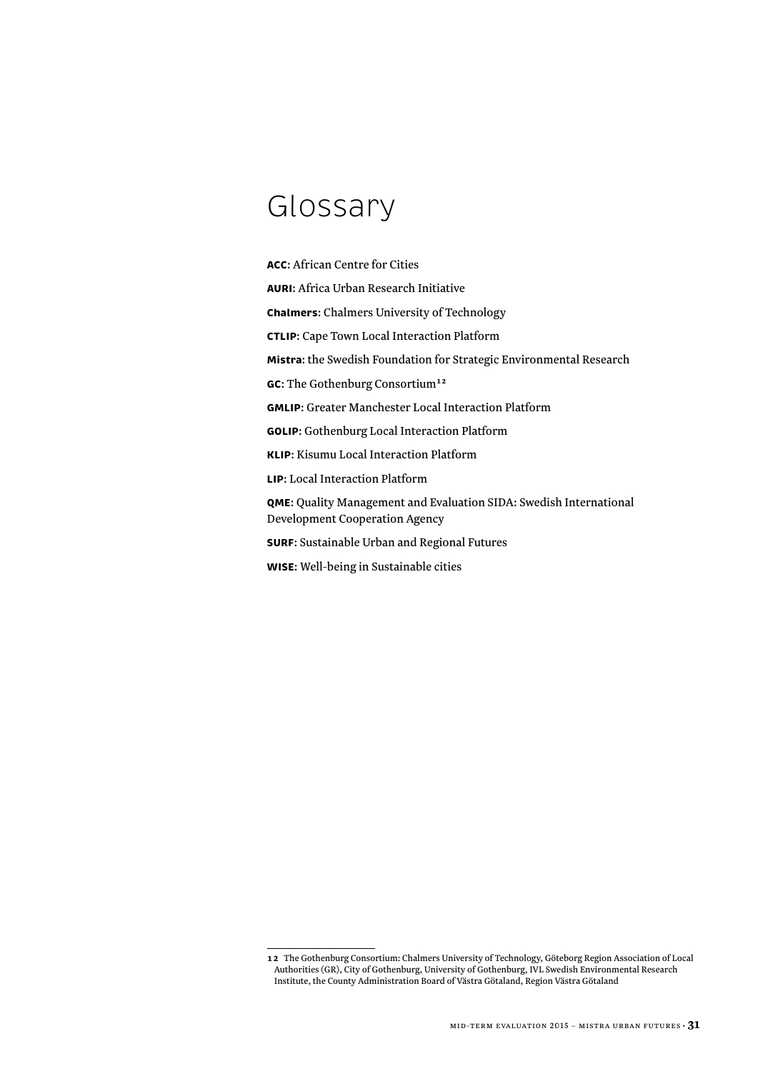# Glossary

**ACC**: African Centre for Cities

**AURI**: Africa Urban Research Initiative

**Chalmers**: Chalmers University of Technology

**CTLIP**: Cape Town Local Interaction Platform

**Mistra**: the Swedish Foundation for Strategic Environmental Research

**GC**: The Gothenburg Consortium[12]

**GMLIP**: Greater Manchester Local Interaction Platform

**GOLIP**: Gothenburg Local Interaction Platform

**KLIP**: Kisumu Local Interaction Platform

**LIP**: Local Interaction Platform

**QME**: Quality Management and Evaluation SIDA: Swedish International Development Cooperation Agency

**SURF**: Sustainable Urban and Regional Futures

**WISE**: Well-being in Sustainable cities

---

12 The Gothenburg Consortium: Chalmers University of Technology, Göteborg Region Association of Local Authorities (GR), City of Gothenburg, University of Gothenburg, IVL Swedish Environmental Research Institute, the County Administration Board of Västra Götaland, Region Västra Götaland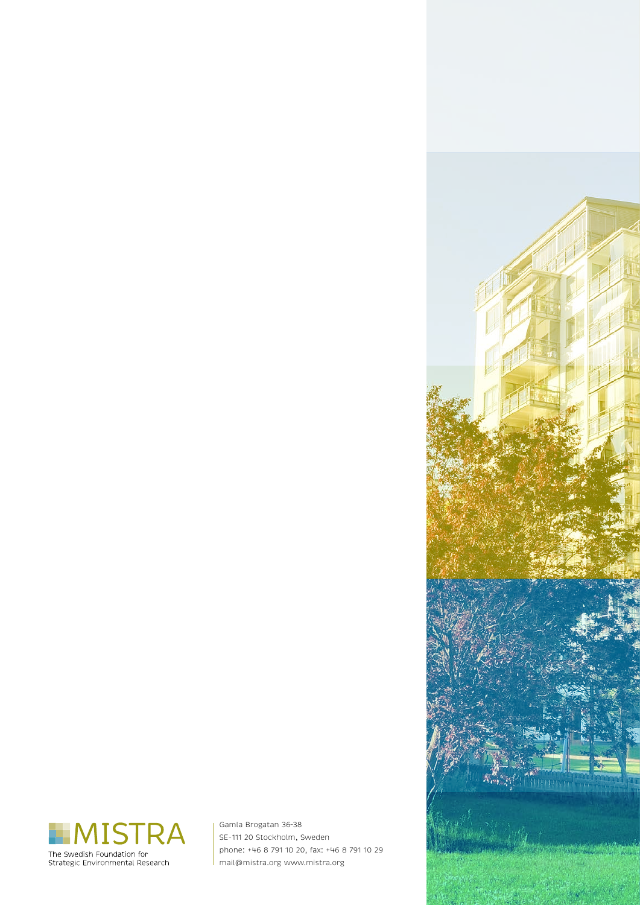MISTRA

The Swedish Foundation for Strategic Environmental Research

Gamla Brogatan 36-38
SE-111 20 Stockholm, Sweden
phone: +46 8 791 10 20, fax: +46 8 791 10 29
mail@mistra.org www.mistra.org